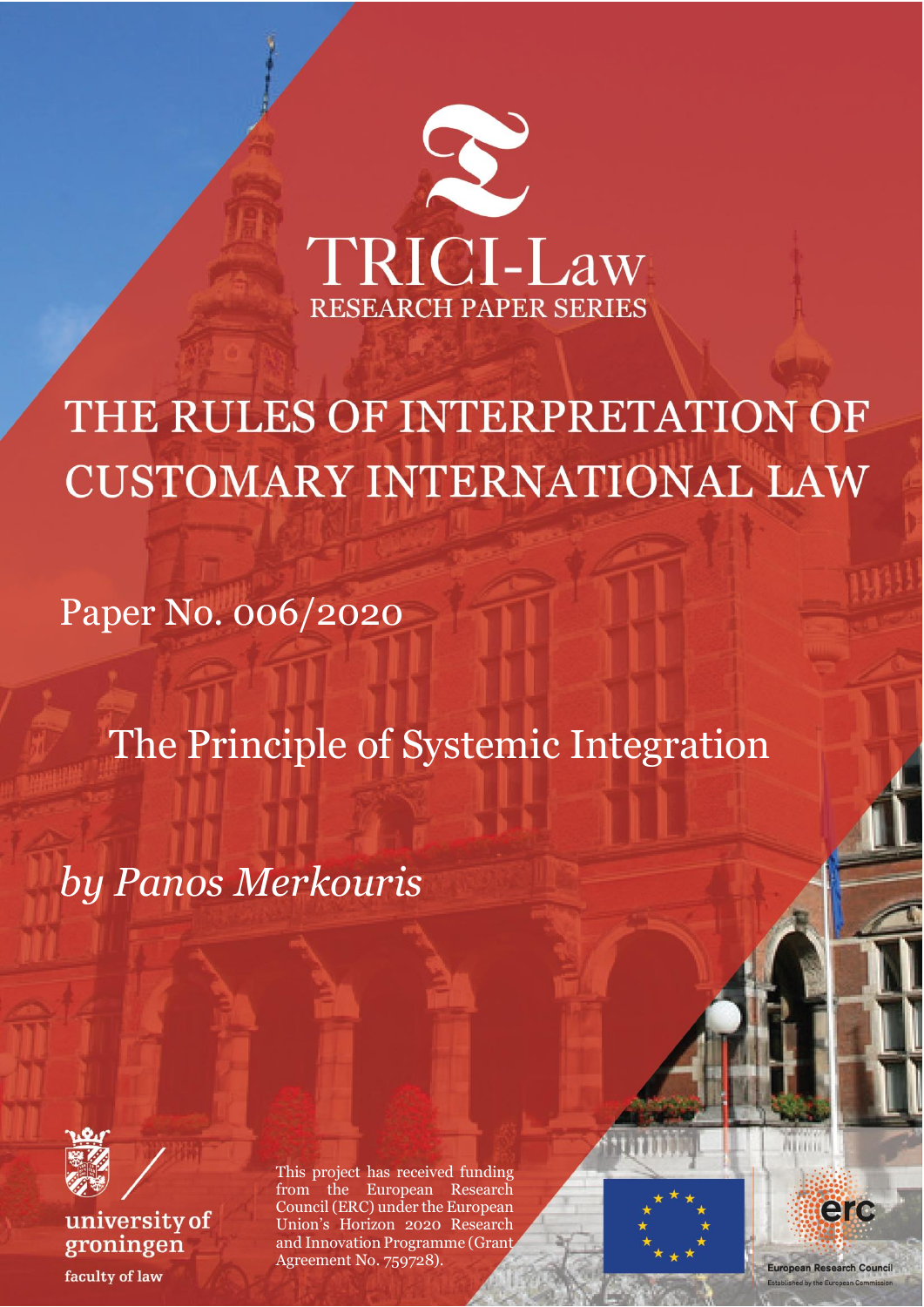TRICI-Law

RESEARCH PAPER SERIES

# THE RULES OF INTERPRETATION OF CUSTOMARY INTERNATIONAL LAW

Paper No. 006/2020

## The Principle of Systemic Integration

*by Panos Merkouris*

university of groningen

faculty of law

This project has received funding from the European Research Council (ERC) under the European Union's Horizon 2020 Research and Innovation Programme (Grant Agreement No. 759728).

European Research Council

Established by the European Commission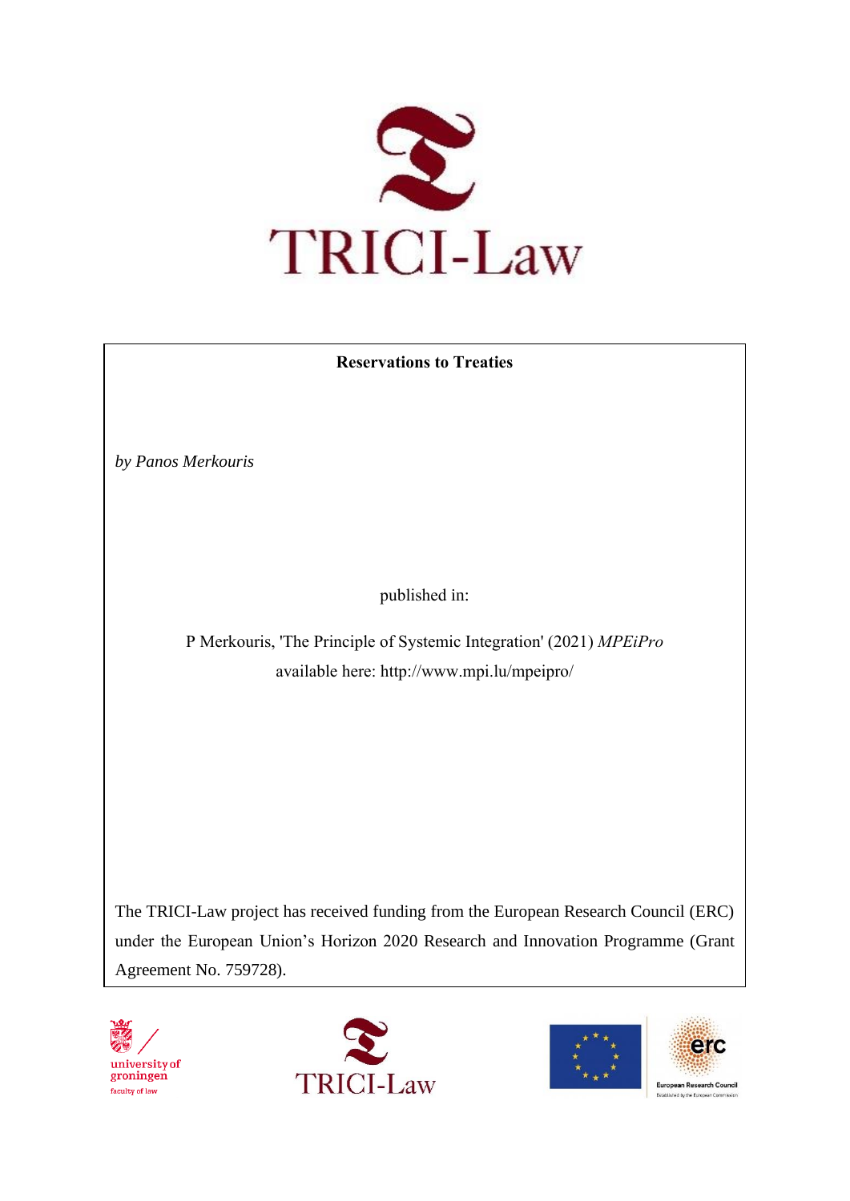# TRICI-Law

**Reservations to Treaties**

*by Panos Merkouris*

published in:

P Merkouris, 'The Principle of Systemic Integration' (2021) *MPEiPro*
available here: http://www.mpi.lu/mpeipro/

The TRICI-Law project has received funding from the European Research Council (ERC) under the European Union's Horizon 2020 Research and Innovation Programme (Grant Agreement No. 759728).

university of groningen
faculty of law

TRICI-Law

European Research Council
Established by the European Commission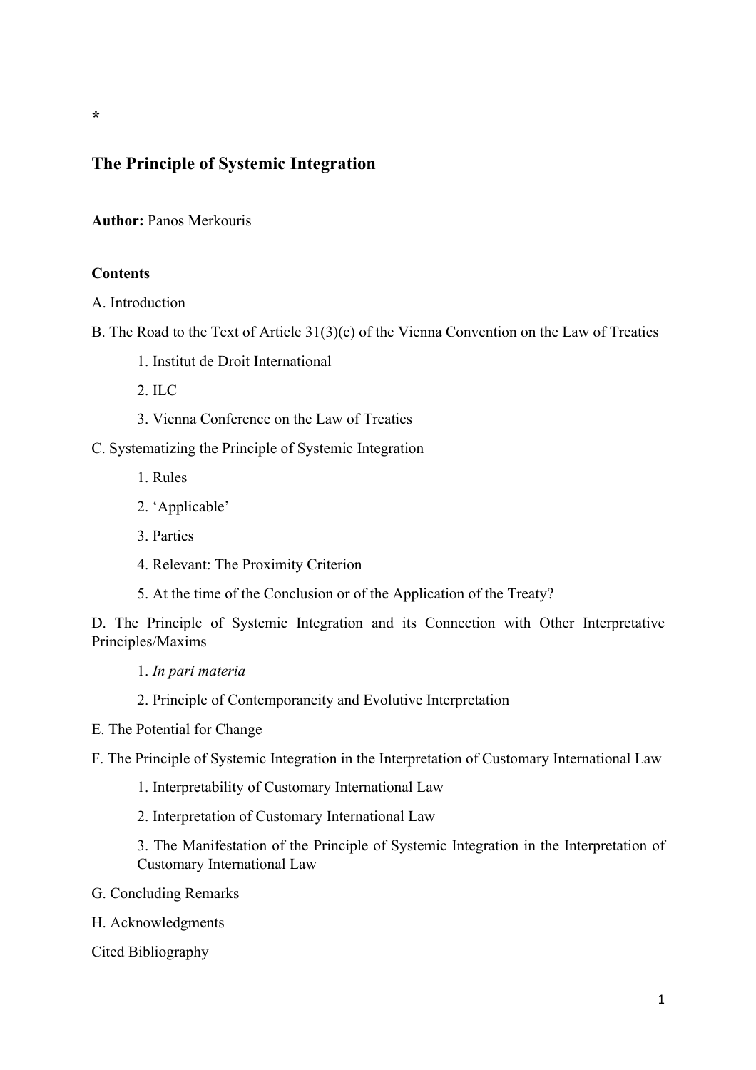*

# The Principle of Systemic Integration

**Author:** Panos Merkouris

**Contents**

A. Introduction

B. The Road to the Text of Article 31(3)(c) of the Vienna Convention on the Law of Treaties

- 1. Institut de Droit International
- 2. ILC
- 3. Vienna Conference on the Law of Treaties

C. Systematizing the Principle of Systemic Integration

- 1. Rules
- 2. 'Applicable'
- 3. Parties
- 4. Relevant: The Proximity Criterion
- 5. At the time of the Conclusion or of the Application of the Treaty?

D. The Principle of Systemic Integration and its Connection with Other Interpretative Principles/Maxims

- 1. *In pari materia*
- 2. Principle of Contemporaneity and Evolutive Interpretation

E. The Potential for Change

F. The Principle of Systemic Integration in the Interpretation of Customary International Law

- 1. Interpretability of Customary International Law
- 2. Interpretation of Customary International Law
- 3. The Manifestation of the Principle of Systemic Integration in the Interpretation of Customary International Law

G. Concluding Remarks

H. Acknowledgments

Cited Bibliography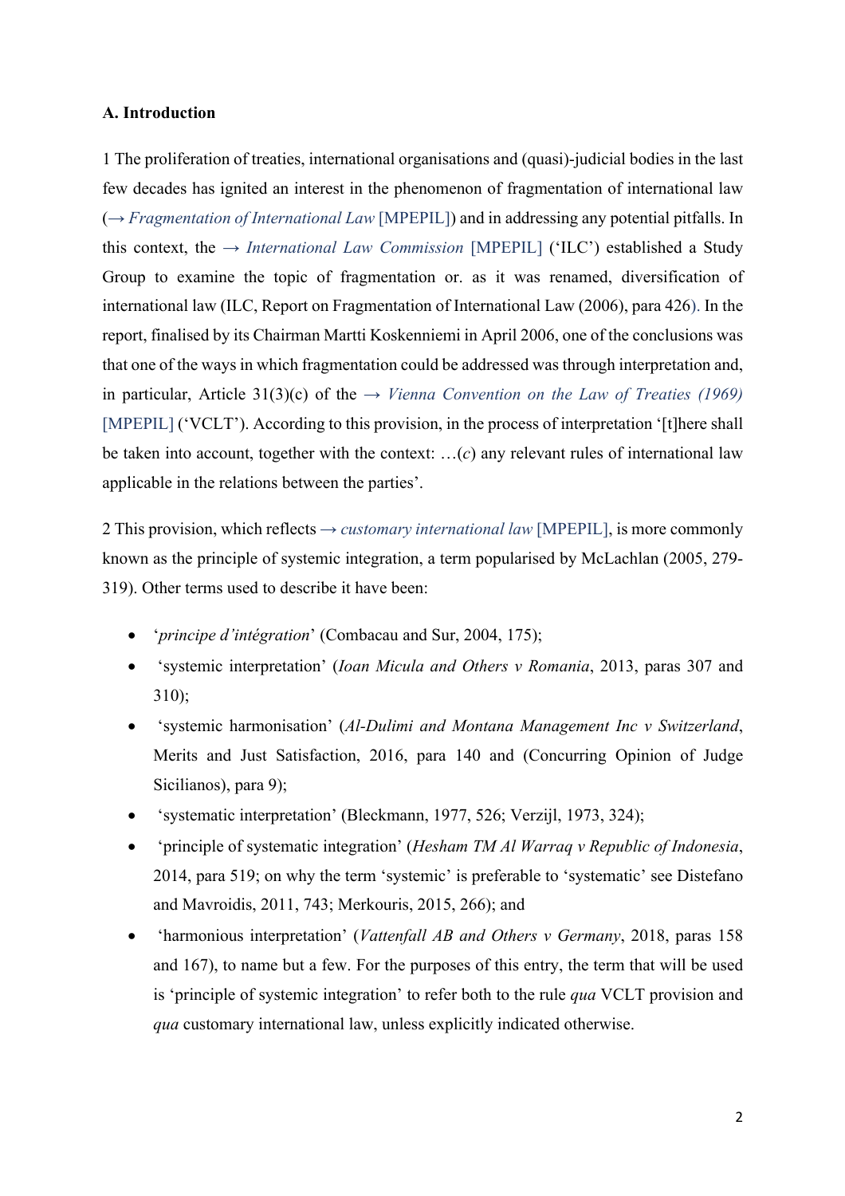**A. Introduction**

1 The proliferation of treaties, international organisations and (quasi)-judicial bodies in the last few decades has ignited an interest in the phenomenon of fragmentation of international law (→ *Fragmentation of International Law* [MPEPIL]) and in addressing any potential pitfalls. In this context, the → *International Law Commission* [MPEPIL] ('ILC') established a Study Group to examine the topic of fragmentation or. as it was renamed, diversification of international law (ILC, Report on Fragmentation of International Law (2006), para 426). In the report, finalised by its Chairman Martti Koskenniemi in April 2006, one of the conclusions was that one of the ways in which fragmentation could be addressed was through interpretation and, in particular, Article 31(3)(c) of the → *Vienna Convention on the Law of Treaties (1969)* [MPEPIL] ('VCLT'). According to this provision, in the process of interpretation '[t]here shall be taken into account, together with the context: …(*c*) any relevant rules of international law applicable in the relations between the parties'.

2 This provision, which reflects → *customary international law* [MPEPIL], is more commonly known as the principle of systemic integration, a term popularised by McLachlan (2005, 279-319). Other terms used to describe it have been:

- '*principe d'intégration*' (Combacau and Sur, 2004, 175);
- 'systemic interpretation' (*Ioan Micula and Others v Romania*, 2013, paras 307 and 310);
- 'systemic harmonisation' (*Al-Dulimi and Montana Management Inc v Switzerland*, Merits and Just Satisfaction, 2016, para 140 and (Concurring Opinion of Judge Sicilianos), para 9);
- 'systematic interpretation' (Bleckmann, 1977, 526; Verzijl, 1973, 324);
- 'principle of systematic integration' (*Hesham TM Al Warraq v Republic of Indonesia*, 2014, para 519; on why the term 'systemic' is preferable to 'systematic' see Distefano and Mavroidis, 2011, 743; Merkouris, 2015, 266); and
- 'harmonious interpretation' (*Vattenfall AB and Others v Germany*, 2018, paras 158 and 167), to name but a few. For the purposes of this entry, the term that will be used is 'principle of systemic integration' to refer both to the rule *qua* VCLT provision and *qua* customary international law, unless explicitly indicated otherwise.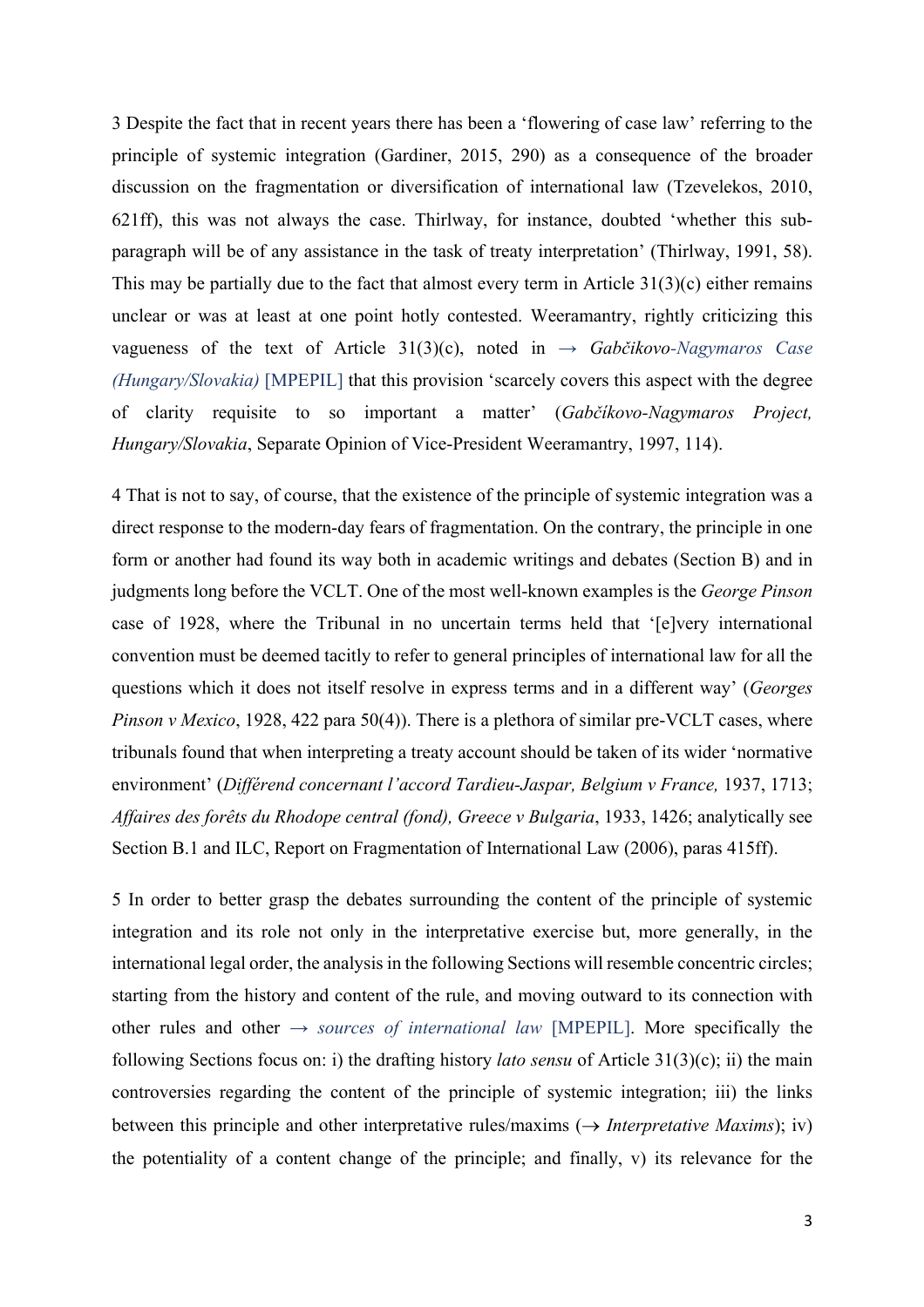3 Despite the fact that in recent years there has been a 'flowering of case law' referring to the principle of systemic integration (Gardiner, 2015, 290) as a consequence of the broader discussion on the fragmentation or diversification of international law (Tzevelekos, 2010, 621ff), this was not always the case. Thirlway, for instance, doubted 'whether this sub-paragraph will be of any assistance in the task of treaty interpretation' (Thirlway, 1991, 58). This may be partially due to the fact that almost every term in Article 31(3)(c) either remains unclear or was at least at one point hotly contested. Weeramantry, rightly criticizing this vagueness of the text of Article 31(3)(c), noted in → *Gabčikovo-Nagymaros Case (Hungary/Slovakia)* [MPEPIL] that this provision 'scarcely covers this aspect with the degree of clarity requisite to so important a matter' (*Gabčíkovo-Nagymaros Project, Hungary/Slovakia*, Separate Opinion of Vice-President Weeramantry, 1997, 114).

4 That is not to say, of course, that the existence of the principle of systemic integration was a direct response to the modern-day fears of fragmentation. On the contrary, the principle in one form or another had found its way both in academic writings and debates (Section B) and in judgments long before the VCLT. One of the most well-known examples is the *George Pinson* case of 1928, where the Tribunal in no uncertain terms held that '[e]very international convention must be deemed tacitly to refer to general principles of international law for all the questions which it does not itself resolve in express terms and in a different way' (*Georges Pinson v Mexico*, 1928, 422 para 50(4)). There is a plethora of similar pre-VCLT cases, where tribunals found that when interpreting a treaty account should be taken of its wider 'normative environment' (*Différend concernant l'accord Tardieu-Jaspar, Belgium v France,* 1937, 1713; *Affaires des forêts du Rhodope central (fond), Greece v Bulgaria*, 1933, 1426; analytically see Section B.1 and ILC, Report on Fragmentation of International Law (2006), paras 415ff).

5 In order to better grasp the debates surrounding the content of the principle of systemic integration and its role not only in the interpretative exercise but, more generally, in the international legal order, the analysis in the following Sections will resemble concentric circles; starting from the history and content of the rule, and moving outward to its connection with other rules and other → *sources of international law* [MPEPIL]. More specifically the following Sections focus on: i) the drafting history *lato sensu* of Article 31(3)(c); ii) the main controversies regarding the content of the principle of systemic integration; iii) the links between this principle and other interpretative rules/maxims (→ *Interpretative Maxims*); iv) the potentiality of a content change of the principle; and finally, v) its relevance for the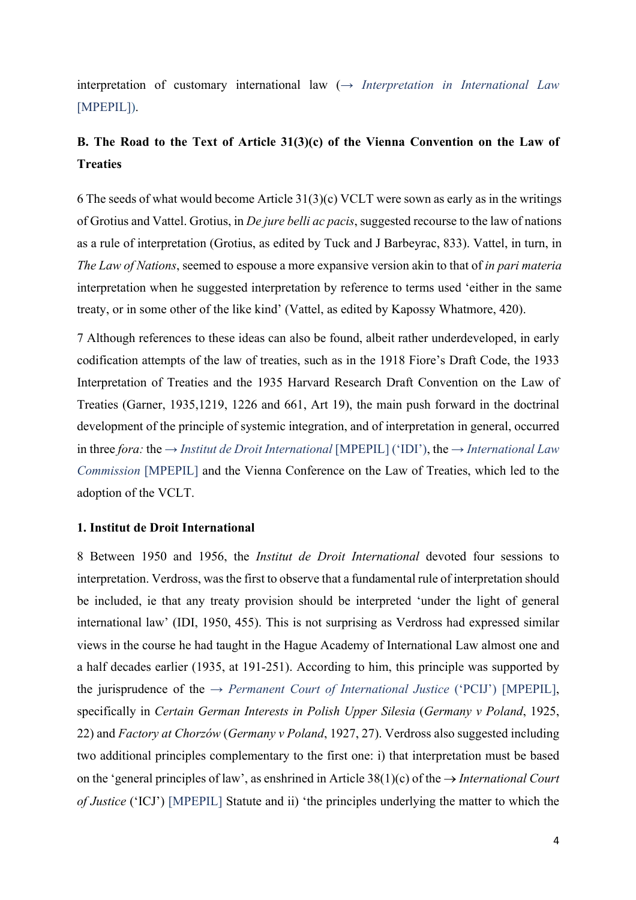interpretation of customary international law (→ *Interpretation in International Law* [MPEPIL]).

## B. The Road to the Text of Article 31(3)(c) of the Vienna Convention on the Law of Treaties

6 The seeds of what would become Article 31(3)(c) VCLT were sown as early as in the writings of Grotius and Vattel. Grotius, in *De jure belli ac pacis*, suggested recourse to the law of nations as a rule of interpretation (Grotius, as edited by Tuck and J Barbeyrac, 833). Vattel, in turn, in *The Law of Nations*, seemed to espouse a more expansive version akin to that of *in pari materia* interpretation when he suggested interpretation by reference to terms used 'either in the same treaty, or in some other of the like kind' (Vattel, as edited by Kapossy Whatmore, 420).

7 Although references to these ideas can also be found, albeit rather underdeveloped, in early codification attempts of the law of treaties, such as in the 1918 Fiore's Draft Code, the 1933 Interpretation of Treaties and the 1935 Harvard Research Draft Convention on the Law of Treaties (Garner, 1935,1219, 1226 and 661, Art 19), the main push forward in the doctrinal development of the principle of systemic integration, and of interpretation in general, occurred in three *fora:* the → *Institut de Droit International* [MPEPIL] ('IDI'), the → *International Law Commission* [MPEPIL] and the Vienna Conference on the Law of Treaties, which led to the adoption of the VCLT.

### 1. Institut de Droit International

8 Between 1950 and 1956, the *Institut de Droit International* devoted four sessions to interpretation. Verdross, was the first to observe that a fundamental rule of interpretation should be included, ie that any treaty provision should be interpreted 'under the light of general international law' (IDI, 1950, 455). This is not surprising as Verdross had expressed similar views in the course he had taught in the Hague Academy of International Law almost one and a half decades earlier (1935, at 191-251). According to him, this principle was supported by the jurisprudence of the → *Permanent Court of International Justice* ('PCIJ') [MPEPIL], specifically in *Certain German Interests in Polish Upper Silesia* (*Germany v Poland*, 1925, 22) and *Factory at Chorzów* (*Germany v Poland*, 1927, 27). Verdross also suggested including two additional principles complementary to the first one: i) that interpretation must be based on the 'general principles of law', as enshrined in Article 38(1)(c) of the → *International Court of Justice* ('ICJ') [MPEPIL] Statute and ii) 'the principles underlying the matter to which the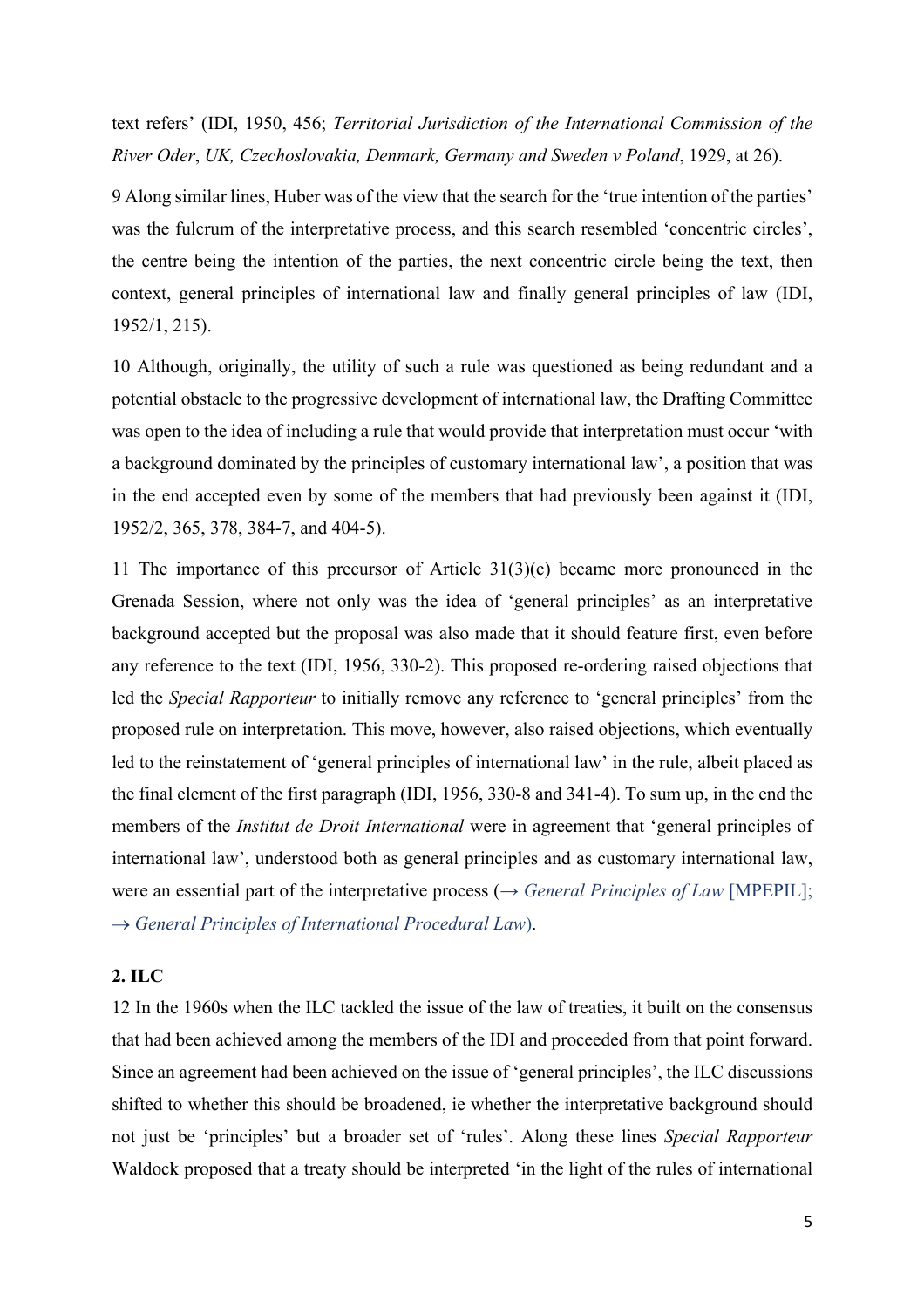text refers' (IDI, 1950, 456; *Territorial Jurisdiction of the International Commission of the River Oder*, *UK, Czechoslovakia, Denmark, Germany and Sweden v Poland*, 1929, at 26).

9 Along similar lines, Huber was of the view that the search for the 'true intention of the parties' was the fulcrum of the interpretative process, and this search resembled 'concentric circles', the centre being the intention of the parties, the next concentric circle being the text, then context, general principles of international law and finally general principles of law (IDI, 1952/1, 215).

10 Although, originally, the utility of such a rule was questioned as being redundant and a potential obstacle to the progressive development of international law, the Drafting Committee was open to the idea of including a rule that would provide that interpretation must occur 'with a background dominated by the principles of customary international law', a position that was in the end accepted even by some of the members that had previously been against it (IDI, 1952/2, 365, 378, 384-7, and 404-5).

11 The importance of this precursor of Article 31(3)(c) became more pronounced in the Grenada Session, where not only was the idea of 'general principles' as an interpretative background accepted but the proposal was also made that it should feature first, even before any reference to the text (IDI, 1956, 330-2). This proposed re-ordering raised objections that led the *Special Rapporteur* to initially remove any reference to 'general principles' from the proposed rule on interpretation. This move, however, also raised objections, which eventually led to the reinstatement of 'general principles of international law' in the rule, albeit placed as the final element of the first paragraph (IDI, 1956, 330-8 and 341-4). To sum up, in the end the members of the *Institut de Droit International* were in agreement that 'general principles of international law', understood both as general principles and as customary international law, were an essential part of the interpretative process (→ *General Principles of Law* [MPEPIL]; → *General Principles of International Procedural Law*).

**2. ILC**

12 In the 1960s when the ILC tackled the issue of the law of treaties, it built on the consensus that had been achieved among the members of the IDI and proceeded from that point forward. Since an agreement had been achieved on the issue of 'general principles', the ILC discussions shifted to whether this should be broadened, ie whether the interpretative background should not just be 'principles' but a broader set of 'rules'. Along these lines *Special Rapporteur* Waldock proposed that a treaty should be interpreted 'in the light of the rules of international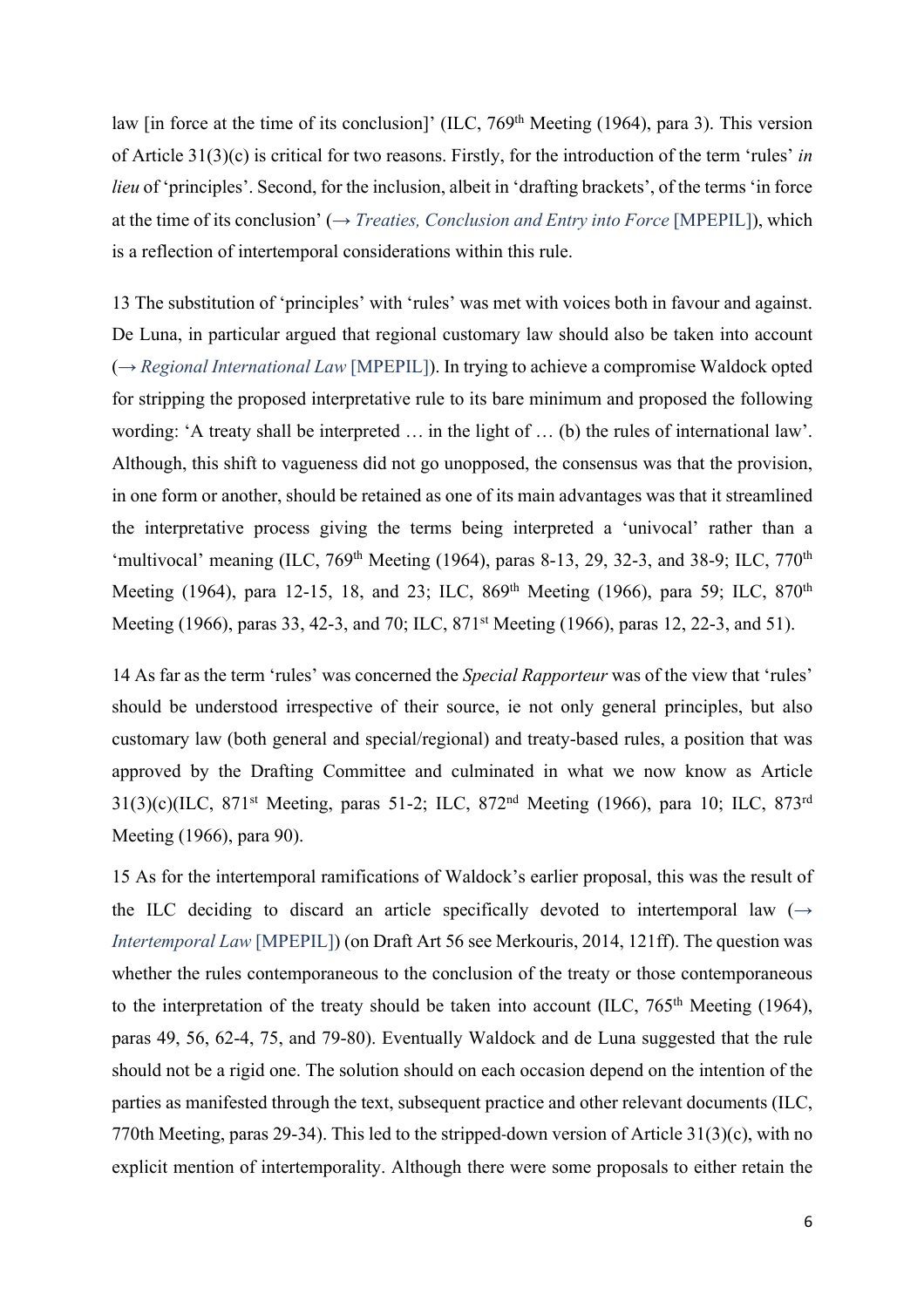law [in force at the time of its conclusion]' (ILC, 769th Meeting (1964), para 3). This version of Article 31(3)(c) is critical for two reasons. Firstly, for the introduction of the term 'rules' *in lieu* of 'principles'. Second, for the inclusion, albeit in 'drafting brackets', of the terms 'in force at the time of its conclusion' (→ *Treaties, Conclusion and Entry into Force* [MPEPIL]), which is a reflection of intertemporal considerations within this rule.

13 The substitution of 'principles' with 'rules' was met with voices both in favour and against. De Luna, in particular argued that regional customary law should also be taken into account (→ *Regional International Law* [MPEPIL]). In trying to achieve a compromise Waldock opted for stripping the proposed interpretative rule to its bare minimum and proposed the following wording: 'A treaty shall be interpreted … in the light of … (b) the rules of international law'. Although, this shift to vagueness did not go unopposed, the consensus was that the provision, in one form or another, should be retained as one of its main advantages was that it streamlined the interpretative process giving the terms being interpreted a 'univocal' rather than a 'multivocal' meaning (ILC, 769th Meeting (1964), paras 8-13, 29, 32-3, and 38-9; ILC, 770th Meeting (1964), para 12-15, 18, and 23; ILC, 869th Meeting (1966), para 59; ILC, 870th Meeting (1966), paras 33, 42-3, and 70; ILC, 871st Meeting (1966), paras 12, 22-3, and 51).

14 As far as the term 'rules' was concerned the *Special Rapporteur* was of the view that 'rules' should be understood irrespective of their source, ie not only general principles, but also customary law (both general and special/regional) and treaty-based rules, a position that was approved by the Drafting Committee and culminated in what we now know as Article 31(3)(c)(ILC, 871st Meeting, paras 51-2; ILC, 872nd Meeting (1966), para 10; ILC, 873rd Meeting (1966), para 90).

15 As for the intertemporal ramifications of Waldock's earlier proposal, this was the result of the ILC deciding to discard an article specifically devoted to intertemporal law (→ *Intertemporal Law* [MPEPIL]) (on Draft Art 56 see Merkouris, 2014, 121ff). The question was whether the rules contemporaneous to the conclusion of the treaty or those contemporaneous to the interpretation of the treaty should be taken into account (ILC, 765th Meeting (1964), paras 49, 56, 62-4, 75, and 79-80). Eventually Waldock and de Luna suggested that the rule should not be a rigid one. The solution should on each occasion depend on the intention of the parties as manifested through the text, subsequent practice and other relevant documents (ILC, 770th Meeting, paras 29-34). This led to the stripped-down version of Article 31(3)(c), with no explicit mention of intertemporality. Although there were some proposals to either retain the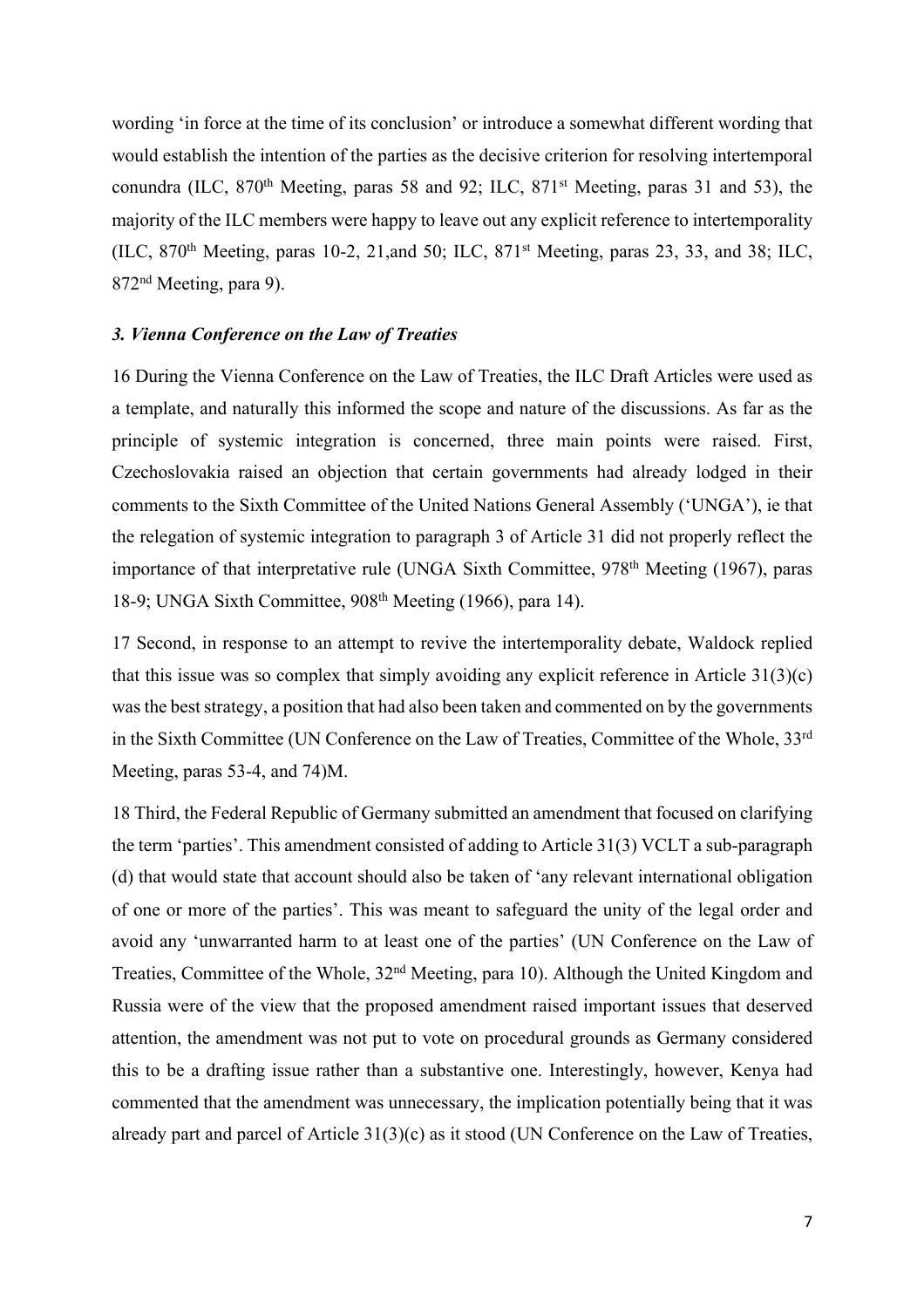wording 'in force at the time of its conclusion' or introduce a somewhat different wording that would establish the intention of the parties as the decisive criterion for resolving intertemporal conundra (ILC, 870th Meeting, paras 58 and 92; ILC, 871st Meeting, paras 31 and 53), the majority of the ILC members were happy to leave out any explicit reference to intertemporality (ILC, 870th Meeting, paras 10-2, 21,and 50; ILC, 871st Meeting, paras 23, 33, and 38; ILC, 872nd Meeting, para 9).

### *3. Vienna Conference on the Law of Treaties*

16 During the Vienna Conference on the Law of Treaties, the ILC Draft Articles were used as a template, and naturally this informed the scope and nature of the discussions. As far as the principle of systemic integration is concerned, three main points were raised. First, Czechoslovakia raised an objection that certain governments had already lodged in their comments to the Sixth Committee of the United Nations General Assembly ('UNGA'), ie that the relegation of systemic integration to paragraph 3 of Article 31 did not properly reflect the importance of that interpretative rule (UNGA Sixth Committee, 978th Meeting (1967), paras 18-9; UNGA Sixth Committee, 908th Meeting (1966), para 14).

17 Second, in response to an attempt to revive the intertemporality debate, Waldock replied that this issue was so complex that simply avoiding any explicit reference in Article 31(3)(c) was the best strategy, a position that had also been taken and commented on by the governments in the Sixth Committee (UN Conference on the Law of Treaties, Committee of the Whole, 33rd Meeting, paras 53-4, and 74)M.

18 Third, the Federal Republic of Germany submitted an amendment that focused on clarifying the term 'parties'. This amendment consisted of adding to Article 31(3) VCLT a sub-paragraph (d) that would state that account should also be taken of 'any relevant international obligation of one or more of the parties'. This was meant to safeguard the unity of the legal order and avoid any 'unwarranted harm to at least one of the parties' (UN Conference on the Law of Treaties, Committee of the Whole, 32nd Meeting, para 10). Although the United Kingdom and Russia were of the view that the proposed amendment raised important issues that deserved attention, the amendment was not put to vote on procedural grounds as Germany considered this to be a drafting issue rather than a substantive one. Interestingly, however, Kenya had commented that the amendment was unnecessary, the implication potentially being that it was already part and parcel of Article 31(3)(c) as it stood (UN Conference on the Law of Treaties,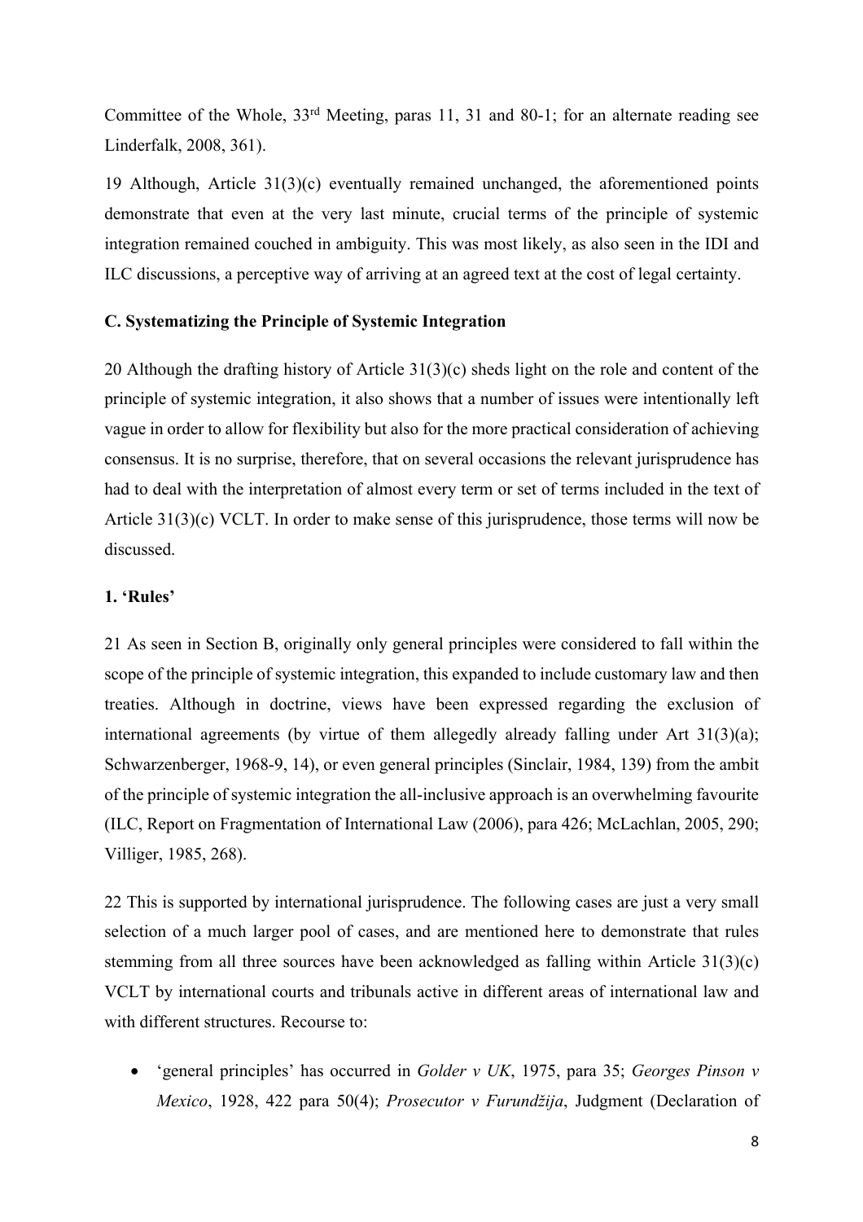Committee of the Whole, 33rd Meeting, paras 11, 31 and 80-1; for an alternate reading see Linderfalk, 2008, 361).

19 Although, Article 31(3)(c) eventually remained unchanged, the aforementioned points demonstrate that even at the very last minute, crucial terms of the principle of systemic integration remained couched in ambiguity. This was most likely, as also seen in the IDI and ILC discussions, a perceptive way of arriving at an agreed text at the cost of legal certainty.

### C. Systematizing the Principle of Systemic Integration

20 Although the drafting history of Article 31(3)(c) sheds light on the role and content of the principle of systemic integration, it also shows that a number of issues were intentionally left vague in order to allow for flexibility but also for the more practical consideration of achieving consensus. It is no surprise, therefore, that on several occasions the relevant jurisprudence has had to deal with the interpretation of almost every term or set of terms included in the text of Article 31(3)(c) VCLT. In order to make sense of this jurisprudence, those terms will now be discussed.

#### 1. 'Rules'

21 As seen in Section B, originally only general principles were considered to fall within the scope of the principle of systemic integration, this expanded to include customary law and then treaties. Although in doctrine, views have been expressed regarding the exclusion of international agreements (by virtue of them allegedly already falling under Art 31(3)(a); Schwarzenberger, 1968-9, 14), or even general principles (Sinclair, 1984, 139) from the ambit of the principle of systemic integration the all-inclusive approach is an overwhelming favourite (ILC, Report on Fragmentation of International Law (2006), para 426; McLachlan, 2005, 290; Villiger, 1985, 268).

22 This is supported by international jurisprudence. The following cases are just a very small selection of a much larger pool of cases, and are mentioned here to demonstrate that rules stemming from all three sources have been acknowledged as falling within Article 31(3)(c) VCLT by international courts and tribunals active in different areas of international law and with different structures. Recourse to:

- 'general principles' has occurred in *Golder v UK*, 1975, para 35; *Georges Pinson v Mexico*, 1928, 422 para 50(4); *Prosecutor v Furundžija*, Judgment (Declaration of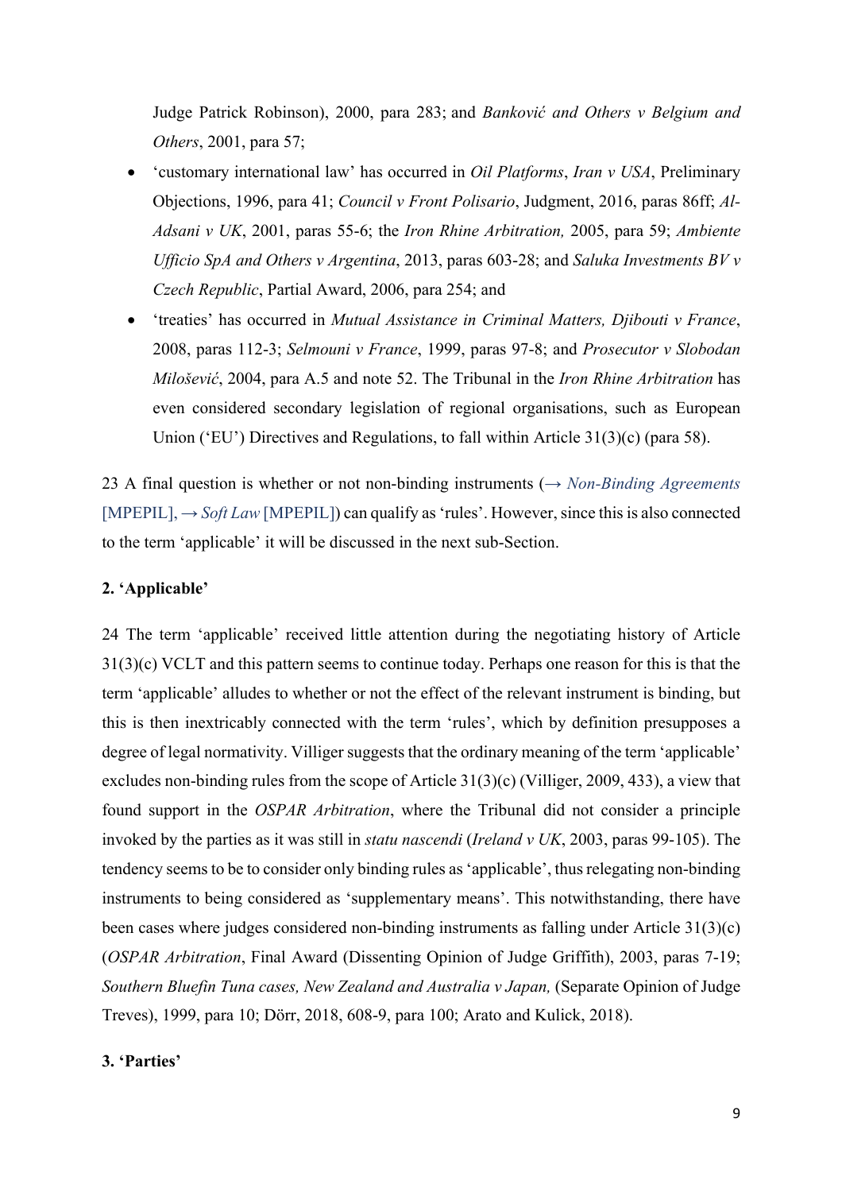Judge Patrick Robinson), 2000, para 283; and *Banković and Others v Belgium and Others*, 2001, para 57;

- 'customary international law' has occurred in *Oil Platforms*, *Iran v USA*, Preliminary Objections, 1996, para 41; *Council v Front Polisario*, Judgment, 2016, paras 86ff; *Al-Adsani v UK*, 2001, paras 55-6; the *Iron Rhine Arbitration,* 2005, para 59; *Ambiente Ufficio SpA and Others v Argentina*, 2013, paras 603-28; and *Saluka Investments BV v Czech Republic*, Partial Award, 2006, para 254; and
- 'treaties' has occurred in *Mutual Assistance in Criminal Matters, Djibouti v France*, 2008, paras 112-3; *Selmouni v France*, 1999, paras 97-8; and *Prosecutor v Slobodan Milošević*, 2004, para A.5 and note 52. The Tribunal in the *Iron Rhine Arbitration* has even considered secondary legislation of regional organisations, such as European Union ('EU') Directives and Regulations, to fall within Article 31(3)(c) (para 58).

23 A final question is whether or not non-binding instruments (→ *Non-Binding Agreements* [MPEPIL], → *Soft Law* [MPEPIL]) can qualify as 'rules'. However, since this is also connected to the term 'applicable' it will be discussed in the next sub-Section.

### 2. 'Applicable'

24 The term 'applicable' received little attention during the negotiating history of Article 31(3)(c) VCLT and this pattern seems to continue today. Perhaps one reason for this is that the term 'applicable' alludes to whether or not the effect of the relevant instrument is binding, but this is then inextricably connected with the term 'rules', which by definition presupposes a degree of legal normativity. Villiger suggests that the ordinary meaning of the term 'applicable' excludes non-binding rules from the scope of Article 31(3)(c) (Villiger, 2009, 433), a view that found support in the *OSPAR Arbitration*, where the Tribunal did not consider a principle invoked by the parties as it was still in *statu nascendi* (*Ireland v UK*, 2003, paras 99-105). The tendency seems to be to consider only binding rules as 'applicable', thus relegating non-binding instruments to being considered as 'supplementary means'. This notwithstanding, there have been cases where judges considered non-binding instruments as falling under Article 31(3)(c) (*OSPAR Arbitration*, Final Award (Dissenting Opinion of Judge Griffith), 2003, paras 7-19; *Southern Bluefin Tuna cases, New Zealand and Australia v Japan,* (Separate Opinion of Judge Treves), 1999, para 10; Dörr, 2018, 608-9, para 100; Arato and Kulick, 2018).

### 3. 'Parties'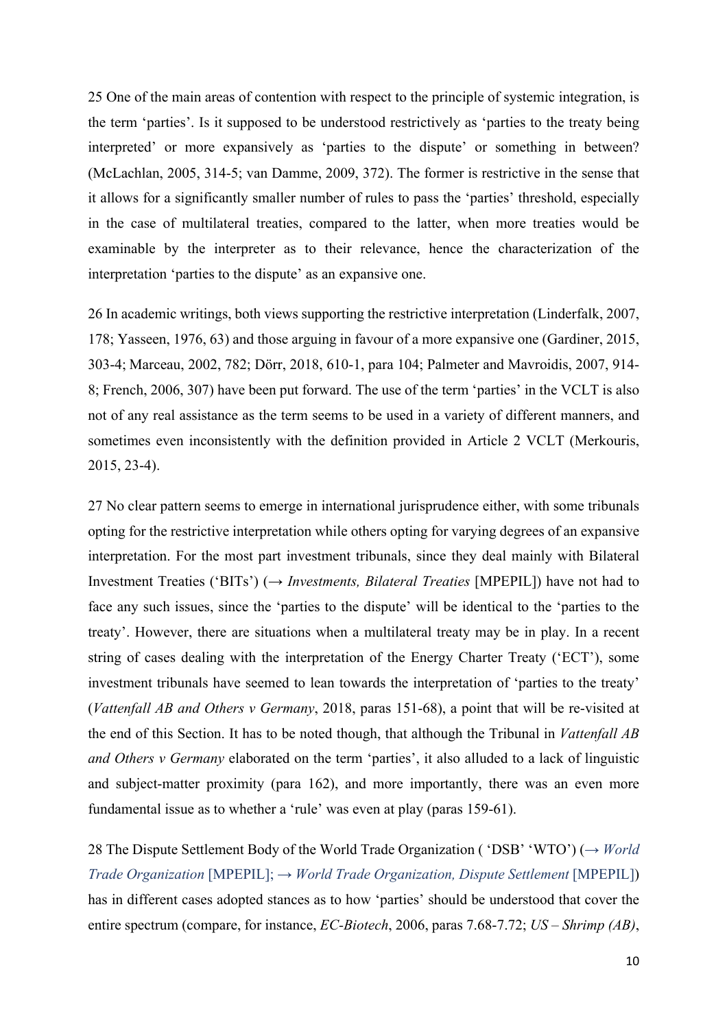25 One of the main areas of contention with respect to the principle of systemic integration, is the term 'parties'. Is it supposed to be understood restrictively as 'parties to the treaty being interpreted' or more expansively as 'parties to the dispute' or something in between? (McLachlan, 2005, 314-5; van Damme, 2009, 372). The former is restrictive in the sense that it allows for a significantly smaller number of rules to pass the 'parties' threshold, especially in the case of multilateral treaties, compared to the latter, when more treaties would be examinable by the interpreter as to their relevance, hence the characterization of the interpretation 'parties to the dispute' as an expansive one.

26 In academic writings, both views supporting the restrictive interpretation (Linderfalk, 2007, 178; Yasseen, 1976, 63) and those arguing in favour of a more expansive one (Gardiner, 2015, 303-4; Marceau, 2002, 782; Dörr, 2018, 610-1, para 104; Palmeter and Mavroidis, 2007, 914-8; French, 2006, 307) have been put forward. The use of the term 'parties' in the VCLT is also not of any real assistance as the term seems to be used in a variety of different manners, and sometimes even inconsistently with the definition provided in Article 2 VCLT (Merkouris, 2015, 23-4).

27 No clear pattern seems to emerge in international jurisprudence either, with some tribunals opting for the restrictive interpretation while others opting for varying degrees of an expansive interpretation. For the most part investment tribunals, since they deal mainly with Bilateral Investment Treaties ('BITs') (→ *Investments, Bilateral Treaties* [MPEPIL]) have not had to face any such issues, since the 'parties to the dispute' will be identical to the 'parties to the treaty'. However, there are situations when a multilateral treaty may be in play. In a recent string of cases dealing with the interpretation of the Energy Charter Treaty ('ECT'), some investment tribunals have seemed to lean towards the interpretation of 'parties to the treaty' (*Vattenfall AB and Others v Germany*, 2018, paras 151-68), a point that will be re-visited at the end of this Section. It has to be noted though, that although the Tribunal in *Vattenfall AB and Others v Germany* elaborated on the term 'parties', it also alluded to a lack of linguistic and subject-matter proximity (para 162), and more importantly, there was an even more fundamental issue as to whether a 'rule' was even at play (paras 159-61).

28 The Dispute Settlement Body of the World Trade Organization ( 'DSB' 'WTO') (→ *World Trade Organization* [MPEPIL]; → *World Trade Organization, Dispute Settlement* [MPEPIL]) has in different cases adopted stances as to how 'parties' should be understood that cover the entire spectrum (compare, for instance, *EC-Biotech*, 2006, paras 7.68-7.72; *US – Shrimp (AB)*,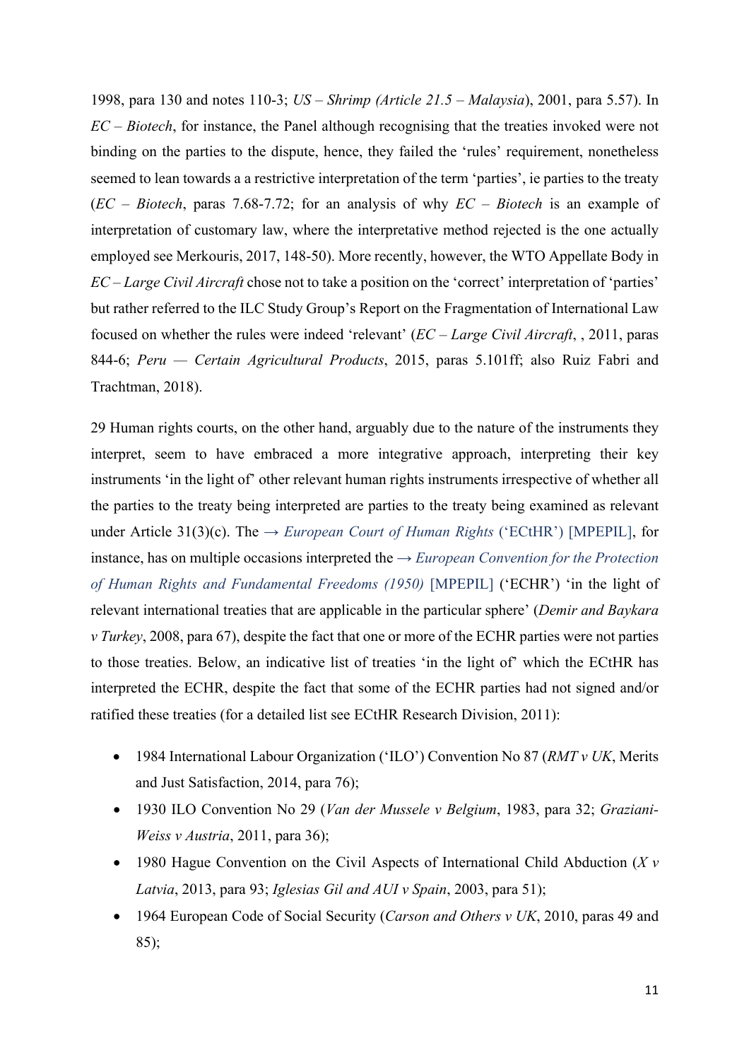1998, para 130 and notes 110-3; *US – Shrimp (Article 21.5 – Malaysia)*, 2001, para 5.57). In *EC – Biotech*, for instance, the Panel although recognising that the treaties invoked were not binding on the parties to the dispute, hence, they failed the 'rules' requirement, nonetheless seemed to lean towards a a restrictive interpretation of the term 'parties', ie parties to the treaty (*EC – Biotech*, paras 7.68-7.72; for an analysis of why *EC – Biotech* is an example of interpretation of customary law, where the interpretative method rejected is the one actually employed see Merkouris, 2017, 148-50). More recently, however, the WTO Appellate Body in *EC – Large Civil Aircraft* chose not to take a position on the 'correct' interpretation of 'parties' but rather referred to the ILC Study Group's Report on the Fragmentation of International Law focused on whether the rules were indeed 'relevant' (*EC – Large Civil Aircraft*, , 2011, paras 844-6; *Peru — Certain Agricultural Products*, 2015, paras 5.101ff; also Ruiz Fabri and Trachtman, 2018).

29 Human rights courts, on the other hand, arguably due to the nature of the instruments they interpret, seem to have embraced a more integrative approach, interpreting their key instruments 'in the light of' other relevant human rights instruments irrespective of whether all the parties to the treaty being interpreted are parties to the treaty being examined as relevant under Article 31(3)(c). The → *European Court of Human Rights* ('ECtHR') [MPEPIL], for instance, has on multiple occasions interpreted the → *European Convention for the Protection of Human Rights and Fundamental Freedoms (1950)* [MPEPIL] ('ECHR') 'in the light of relevant international treaties that are applicable in the particular sphere' (*Demir and Baykara v Turkey*, 2008, para 67), despite the fact that one or more of the ECHR parties were not parties to those treaties. Below, an indicative list of treaties 'in the light of' which the ECtHR has interpreted the ECHR, despite the fact that some of the ECHR parties had not signed and/or ratified these treaties (for a detailed list see ECtHR Research Division, 2011):

- 1984 International Labour Organization ('ILO') Convention No 87 (*RMT v UK*, Merits and Just Satisfaction, 2014, para 76);
- 1930 ILO Convention No 29 (*Van der Mussele v Belgium*, 1983, para 32; *Graziani-Weiss v Austria*, 2011, para 36);
- 1980 Hague Convention on the Civil Aspects of International Child Abduction (*X v Latvia*, 2013, para 93; *Iglesias Gil and AUI v Spain*, 2003, para 51);
- 1964 European Code of Social Security (*Carson and Others v UK*, 2010, paras 49 and 85);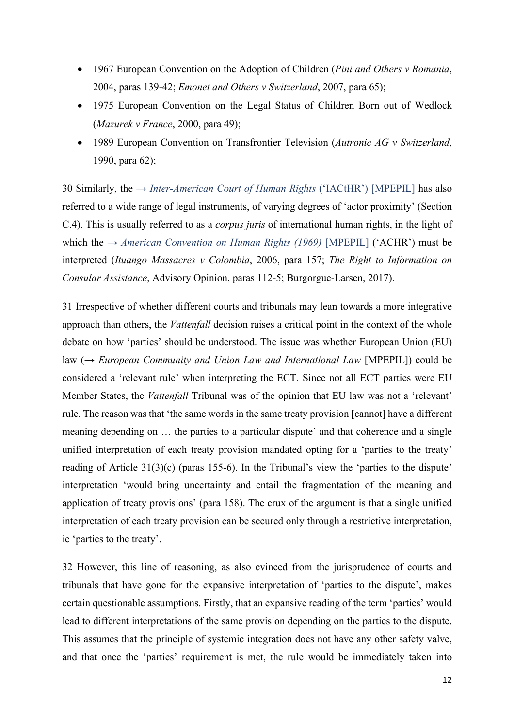- 1967 European Convention on the Adoption of Children (*Pini and Others v Romania*, 2004, paras 139-42; *Emonet and Others v Switzerland*, 2007, para 65);
- 1975 European Convention on the Legal Status of Children Born out of Wedlock (*Mazurek v France*, 2000, para 49);
- 1989 European Convention on Transfrontier Television (*Autronic AG v Switzerland*, 1990, para 62);

30 Similarly, the → *Inter-American Court of Human Rights* ('IACtHR') [MPEPIL] has also referred to a wide range of legal instruments, of varying degrees of 'actor proximity' (Section C.4). This is usually referred to as a *corpus juris* of international human rights, in the light of which the → *American Convention on Human Rights (1969)* [MPEPIL] ('ACHR') must be interpreted (*Ituango Massacres v Colombia*, 2006, para 157; *The Right to Information on Consular Assistance*, Advisory Opinion, paras 112-5; Burgorgue-Larsen, 2017).

31 Irrespective of whether different courts and tribunals may lean towards a more integrative approach than others, the *Vattenfall* decision raises a critical point in the context of the whole debate on how 'parties' should be understood. The issue was whether European Union (EU) law (→ *European Community and Union Law and International Law* [MPEPIL]) could be considered a 'relevant rule' when interpreting the ECT. Since not all ECT parties were EU Member States, the *Vattenfall* Tribunal was of the opinion that EU law was not a 'relevant' rule. The reason was that 'the same words in the same treaty provision [cannot] have a different meaning depending on … the parties to a particular dispute' and that coherence and a single unified interpretation of each treaty provision mandated opting for a 'parties to the treaty' reading of Article 31(3)(c) (paras 155-6). In the Tribunal's view the 'parties to the dispute' interpretation 'would bring uncertainty and entail the fragmentation of the meaning and application of treaty provisions' (para 158). The crux of the argument is that a single unified interpretation of each treaty provision can be secured only through a restrictive interpretation, ie 'parties to the treaty'.

32 However, this line of reasoning, as also evinced from the jurisprudence of courts and tribunals that have gone for the expansive interpretation of 'parties to the dispute', makes certain questionable assumptions. Firstly, that an expansive reading of the term 'parties' would lead to different interpretations of the same provision depending on the parties to the dispute. This assumes that the principle of systemic integration does not have any other safety valve, and that once the 'parties' requirement is met, the rule would be immediately taken into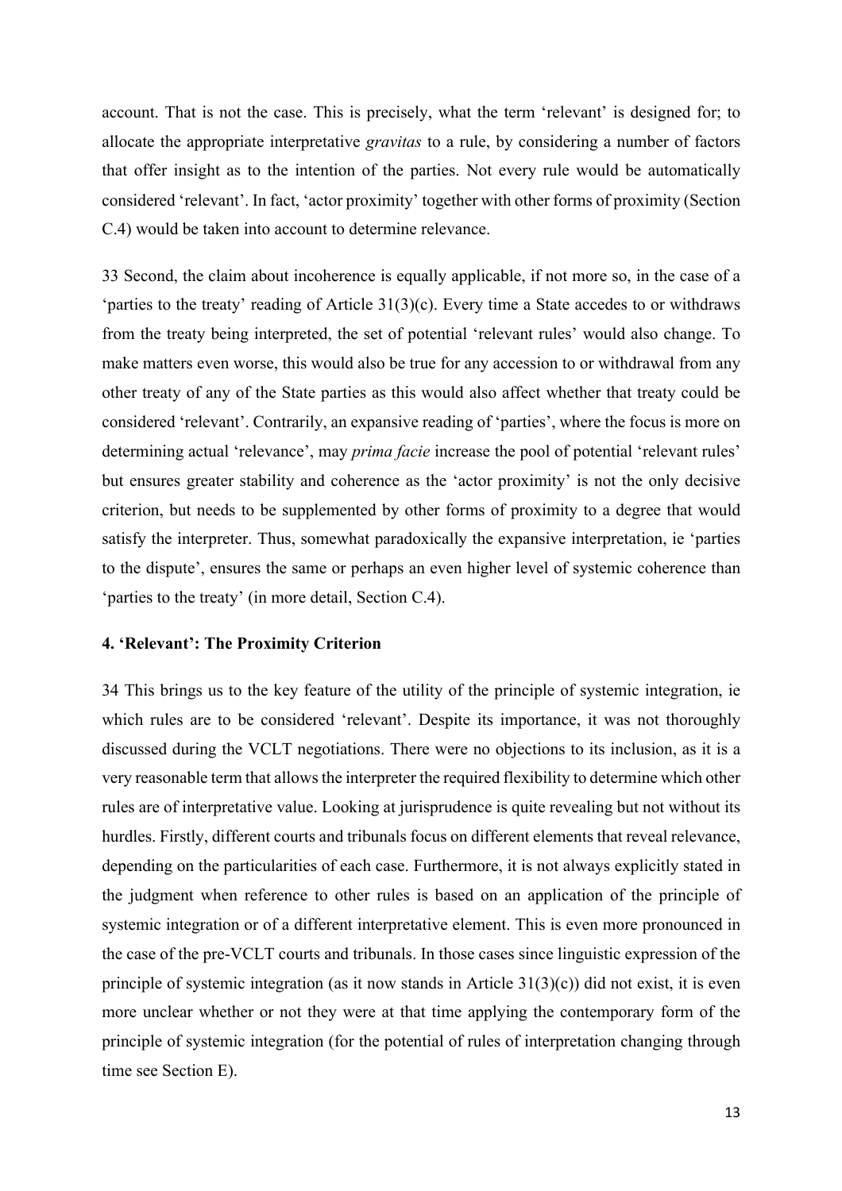account. That is not the case. This is precisely, what the term 'relevant' is designed for; to allocate the appropriate interpretative *gravitas* to a rule, by considering a number of factors that offer insight as to the intention of the parties. Not every rule would be automatically considered 'relevant'. In fact, 'actor proximity' together with other forms of proximity (Section C.4) would be taken into account to determine relevance.

33 Second, the claim about incoherence is equally applicable, if not more so, in the case of a 'parties to the treaty' reading of Article 31(3)(c). Every time a State accedes to or withdraws from the treaty being interpreted, the set of potential 'relevant rules' would also change. To make matters even worse, this would also be true for any accession to or withdrawal from any other treaty of any of the State parties as this would also affect whether that treaty could be considered 'relevant'. Contrarily, an expansive reading of 'parties', where the focus is more on determining actual 'relevance', may *prima facie* increase the pool of potential 'relevant rules' but ensures greater stability and coherence as the 'actor proximity' is not the only decisive criterion, but needs to be supplemented by other forms of proximity to a degree that would satisfy the interpreter. Thus, somewhat paradoxically the expansive interpretation, ie 'parties to the dispute', ensures the same or perhaps an even higher level of systemic coherence than 'parties to the treaty' (in more detail, Section C.4).

### 4. 'Relevant': The Proximity Criterion

34 This brings us to the key feature of the utility of the principle of systemic integration, ie which rules are to be considered 'relevant'. Despite its importance, it was not thoroughly discussed during the VCLT negotiations. There were no objections to its inclusion, as it is a very reasonable term that allows the interpreter the required flexibility to determine which other rules are of interpretative value. Looking at jurisprudence is quite revealing but not without its hurdles. Firstly, different courts and tribunals focus on different elements that reveal relevance, depending on the particularities of each case. Furthermore, it is not always explicitly stated in the judgment when reference to other rules is based on an application of the principle of systemic integration or of a different interpretative element. This is even more pronounced in the case of the pre-VCLT courts and tribunals. In those cases since linguistic expression of the principle of systemic integration (as it now stands in Article 31(3)(c)) did not exist, it is even more unclear whether or not they were at that time applying the contemporary form of the principle of systemic integration (for the potential of rules of interpretation changing through time see Section E).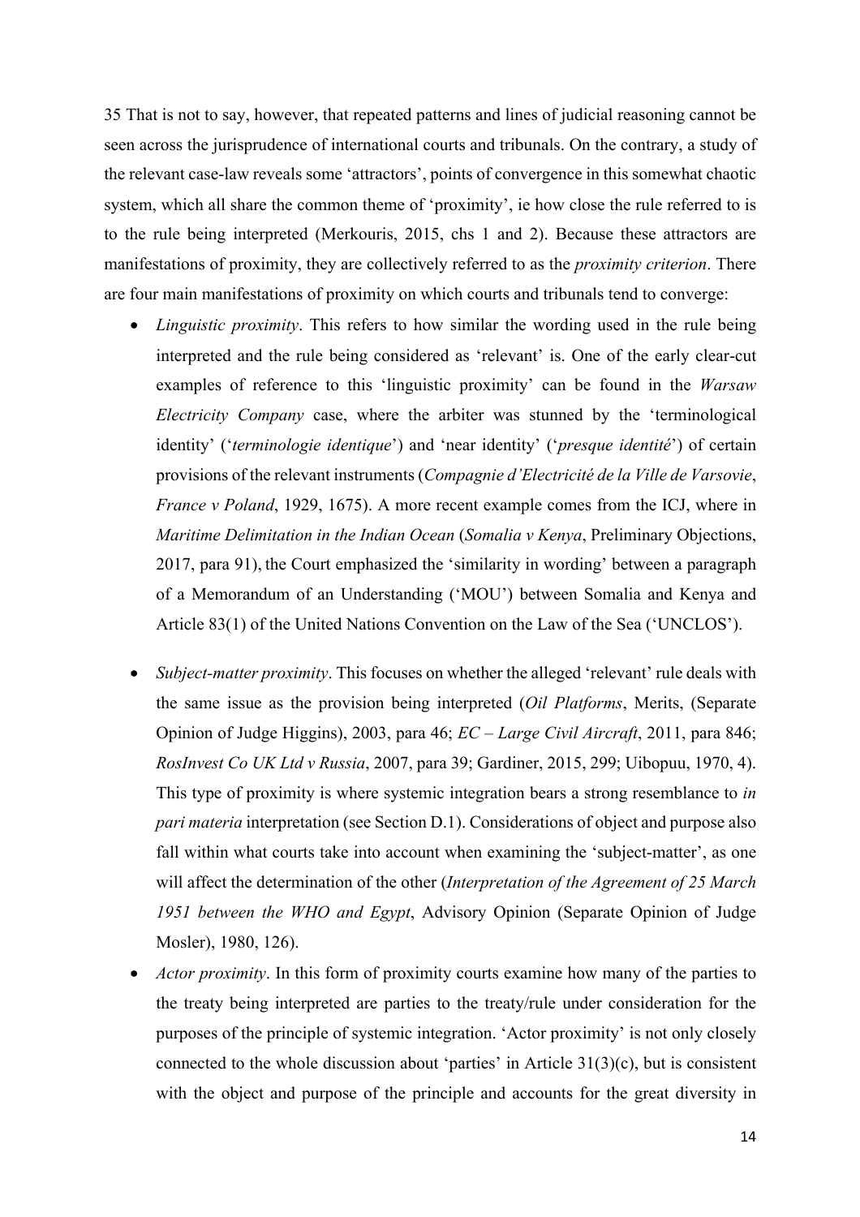35 That is not to say, however, that repeated patterns and lines of judicial reasoning cannot be seen across the jurisprudence of international courts and tribunals. On the contrary, a study of the relevant case-law reveals some 'attractors', points of convergence in this somewhat chaotic system, which all share the common theme of 'proximity', ie how close the rule referred to is to the rule being interpreted (Merkouris, 2015, chs 1 and 2). Because these attractors are manifestations of proximity, they are collectively referred to as the *proximity criterion*. There are four main manifestations of proximity on which courts and tribunals tend to converge:

- *Linguistic proximity*. This refers to how similar the wording used in the rule being interpreted and the rule being considered as 'relevant' is. One of the early clear-cut examples of reference to this 'linguistic proximity' can be found in the *Warsaw Electricity Company* case, where the arbiter was stunned by the 'terminological identity' ('*terminologie identique*') and 'near identity' ('*presque identité*') of certain provisions of the relevant instruments (*Compagnie d'Electricité de la Ville de Varsovie*, *France v Poland*, 1929, 1675). A more recent example comes from the ICJ, where in *Maritime Delimitation in the Indian Ocean* (*Somalia v Kenya*, Preliminary Objections, 2017, para 91), the Court emphasized the 'similarity in wording' between a paragraph of a Memorandum of an Understanding ('MOU') between Somalia and Kenya and Article 83(1) of the United Nations Convention on the Law of the Sea ('UNCLOS').

- *Subject-matter proximity*. This focuses on whether the alleged 'relevant' rule deals with the same issue as the provision being interpreted (*Oil Platforms*, Merits, (Separate Opinion of Judge Higgins), 2003, para 46; *EC – Large Civil Aircraft*, 2011, para 846; *RosInvest Co UK Ltd v Russia*, 2007, para 39; Gardiner, 2015, 299; Uibopuu, 1970, 4). This type of proximity is where systemic integration bears a strong resemblance to *in pari materia* interpretation (see Section D.1). Considerations of object and purpose also fall within what courts take into account when examining the 'subject-matter', as one will affect the determination of the other (*Interpretation of the Agreement of 25 March 1951 between the WHO and Egypt*, Advisory Opinion (Separate Opinion of Judge Mosler), 1980, 126).
- *Actor proximity*. In this form of proximity courts examine how many of the parties to the treaty being interpreted are parties to the treaty/rule under consideration for the purposes of the principle of systemic integration. 'Actor proximity' is not only closely connected to the whole discussion about 'parties' in Article 31(3)(c), but is consistent with the object and purpose of the principle and accounts for the great diversity in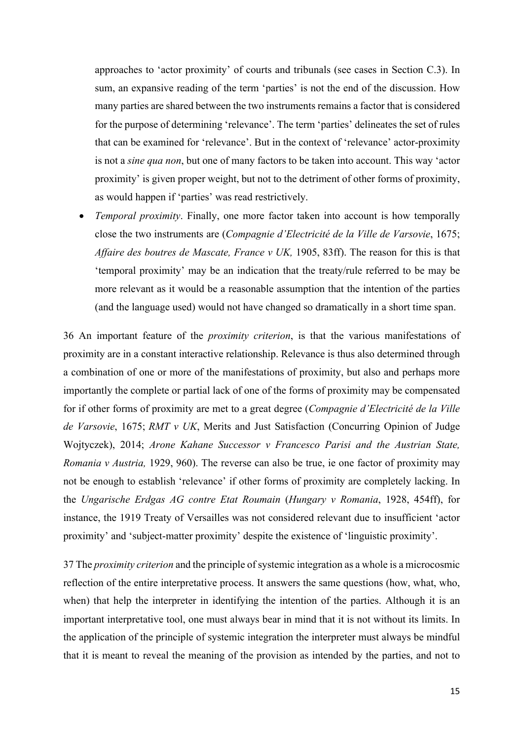approaches to 'actor proximity' of courts and tribunals (see cases in Section C.3). In sum, an expansive reading of the term 'parties' is not the end of the discussion. How many parties are shared between the two instruments remains a factor that is considered for the purpose of determining 'relevance'. The term 'parties' delineates the set of rules that can be examined for 'relevance'. But in the context of 'relevance' actor-proximity is not a *sine qua non*, but one of many factors to be taken into account. This way 'actor proximity' is given proper weight, but not to the detriment of other forms of proximity, as would happen if 'parties' was read restrictively.

- *Temporal proximity*. Finally, one more factor taken into account is how temporally close the two instruments are (*Compagnie d'Electricité de la Ville de Varsovie*, 1675; *Affaire des boutres de Mascate, France v UK,* 1905, 83ff). The reason for this is that 'temporal proximity' may be an indication that the treaty/rule referred to be may be more relevant as it would be a reasonable assumption that the intention of the parties (and the language used) would not have changed so dramatically in a short time span.

36 An important feature of the *proximity criterion*, is that the various manifestations of proximity are in a constant interactive relationship. Relevance is thus also determined through a combination of one or more of the manifestations of proximity, but also and perhaps more importantly the complete or partial lack of one of the forms of proximity may be compensated for if other forms of proximity are met to a great degree (*Compagnie d'Electricité de la Ville de Varsovie*, 1675; *RMT v UK*, Merits and Just Satisfaction (Concurring Opinion of Judge Wojtyczek), 2014; *Arone Kahane Successor v Francesco Parisi and the Austrian State, Romania v Austria,* 1929, 960). The reverse can also be true, ie one factor of proximity may not be enough to establish 'relevance' if other forms of proximity are completely lacking. In the *Ungarische Erdgas AG contre Etat Roumain* (*Hungary v Romania*, 1928, 454ff), for instance, the 1919 Treaty of Versailles was not considered relevant due to insufficient 'actor proximity' and 'subject-matter proximity' despite the existence of 'linguistic proximity'.

37 The *proximity criterion* and the principle of systemic integration as a whole is a microcosmic reflection of the entire interpretative process. It answers the same questions (how, what, who, when) that help the interpreter in identifying the intention of the parties. Although it is an important interpretative tool, one must always bear in mind that it is not without its limits. In the application of the principle of systemic integration the interpreter must always be mindful that it is meant to reveal the meaning of the provision as intended by the parties, and not to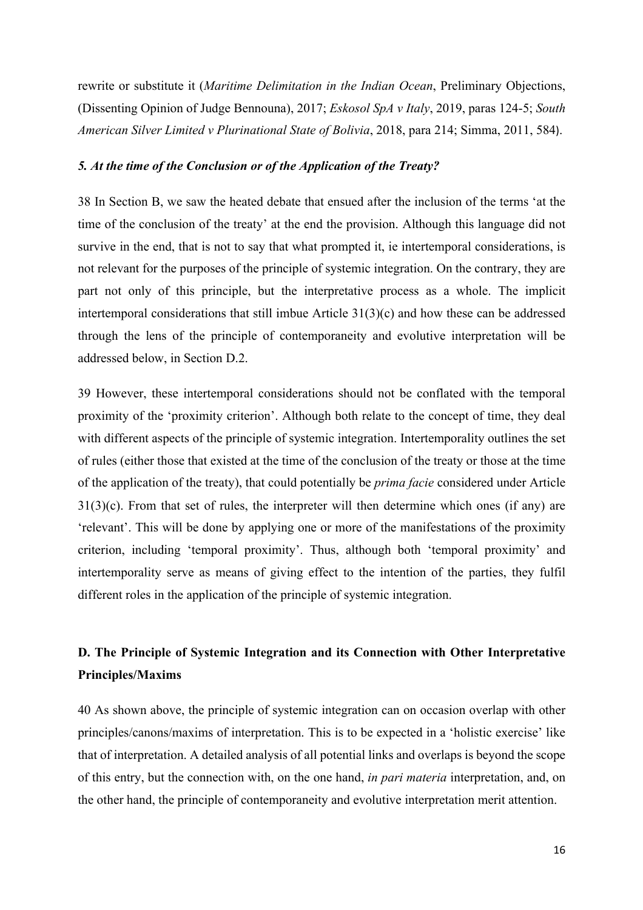rewrite or substitute it (*Maritime Delimitation in the Indian Ocean*, Preliminary Objections, (Dissenting Opinion of Judge Bennouna), 2017; *Eskosol SpA v Italy*, 2019, paras 124-5; *South American Silver Limited v Plurinational State of Bolivia*, 2018, para 214; Simma, 2011, 584).

### *5. At the time of the Conclusion or of the Application of the Treaty?*

38 In Section B, we saw the heated debate that ensued after the inclusion of the terms 'at the time of the conclusion of the treaty' at the end the provision. Although this language did not survive in the end, that is not to say that what prompted it, ie intertemporal considerations, is not relevant for the purposes of the principle of systemic integration. On the contrary, they are part not only of this principle, but the interpretative process as a whole. The implicit intertemporal considerations that still imbue Article 31(3)(c) and how these can be addressed through the lens of the principle of contemporaneity and evolutive interpretation will be addressed below, in Section D.2.

39 However, these intertemporal considerations should not be conflated with the temporal proximity of the 'proximity criterion'. Although both relate to the concept of time, they deal with different aspects of the principle of systemic integration. Intertemporality outlines the set of rules (either those that existed at the time of the conclusion of the treaty or those at the time of the application of the treaty), that could potentially be *prima facie* considered under Article 31(3)(c). From that set of rules, the interpreter will then determine which ones (if any) are 'relevant'. This will be done by applying one or more of the manifestations of the proximity criterion, including 'temporal proximity'. Thus, although both 'temporal proximity' and intertemporality serve as means of giving effect to the intention of the parties, they fulfil different roles in the application of the principle of systemic integration.

## D. The Principle of Systemic Integration and its Connection with Other Interpretative Principles/Maxims

40 As shown above, the principle of systemic integration can on occasion overlap with other principles/canons/maxims of interpretation. This is to be expected in a 'holistic exercise' like that of interpretation. A detailed analysis of all potential links and overlaps is beyond the scope of this entry, but the connection with, on the one hand, *in pari materia* interpretation, and, on the other hand, the principle of contemporaneity and evolutive interpretation merit attention.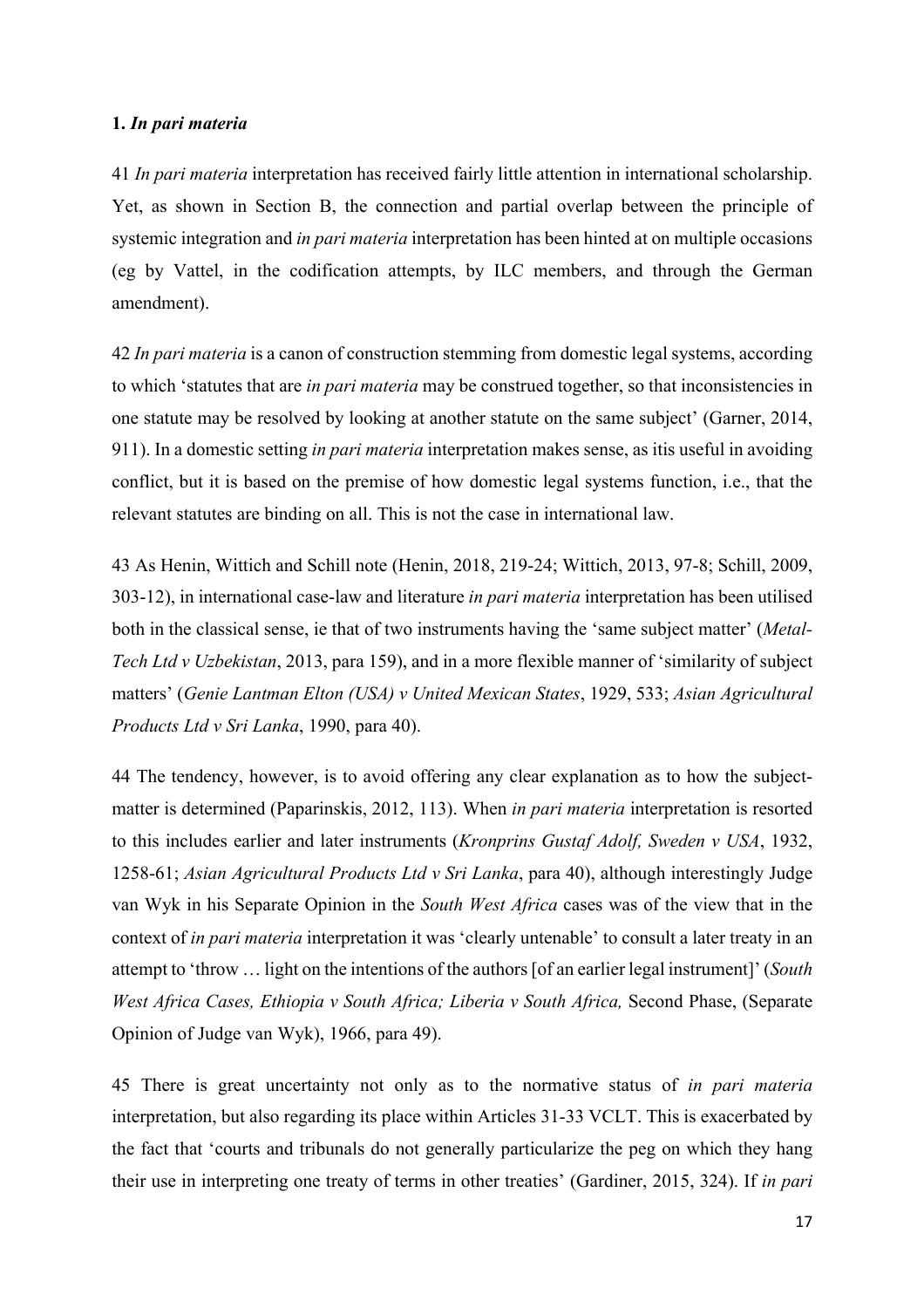### 1. *In pari materia*

41 *In pari materia* interpretation has received fairly little attention in international scholarship. Yet, as shown in Section B, the connection and partial overlap between the principle of systemic integration and *in pari materia* interpretation has been hinted at on multiple occasions (eg by Vattel, in the codification attempts, by ILC members, and through the German amendment).

42 *In pari materia* is a canon of construction stemming from domestic legal systems, according to which 'statutes that are *in pari materia* may be construed together, so that inconsistencies in one statute may be resolved by looking at another statute on the same subject' (Garner, 2014, 911). In a domestic setting *in pari materia* interpretation makes sense, as itis useful in avoiding conflict, but it is based on the premise of how domestic legal systems function, i.e., that the relevant statutes are binding on all. This is not the case in international law.

43 As Henin, Wittich and Schill note (Henin, 2018, 219-24; Wittich, 2013, 97-8; Schill, 2009, 303-12), in international case-law and literature *in pari materia* interpretation has been utilised both in the classical sense, ie that of two instruments having the 'same subject matter' (*Metal-Tech Ltd v Uzbekistan*, 2013, para 159), and in a more flexible manner of 'similarity of subject matters' (*Genie Lantman Elton (USA) v United Mexican States*, 1929, 533; *Asian Agricultural Products Ltd v Sri Lanka*, 1990, para 40).

44 The tendency, however, is to avoid offering any clear explanation as to how the subject-matter is determined (Paparinskis, 2012, 113). When *in pari materia* interpretation is resorted to this includes earlier and later instruments (*Kronprins Gustaf Adolf, Sweden v USA*, 1932, 1258-61; *Asian Agricultural Products Ltd v Sri Lanka*, para 40), although interestingly Judge van Wyk in his Separate Opinion in the *South West Africa* cases was of the view that in the context of *in pari materia* interpretation it was 'clearly untenable' to consult a later treaty in an attempt to 'throw … light on the intentions of the authors [of an earlier legal instrument]' (*South West Africa Cases, Ethiopia v South Africa; Liberia v South Africa,* Second Phase, (Separate Opinion of Judge van Wyk), 1966, para 49).

45 There is great uncertainty not only as to the normative status of *in pari materia* interpretation, but also regarding its place within Articles 31-33 VCLT. This is exacerbated by the fact that 'courts and tribunals do not generally particularize the peg on which they hang their use in interpreting one treaty of terms in other treaties' (Gardiner, 2015, 324). If *in pari*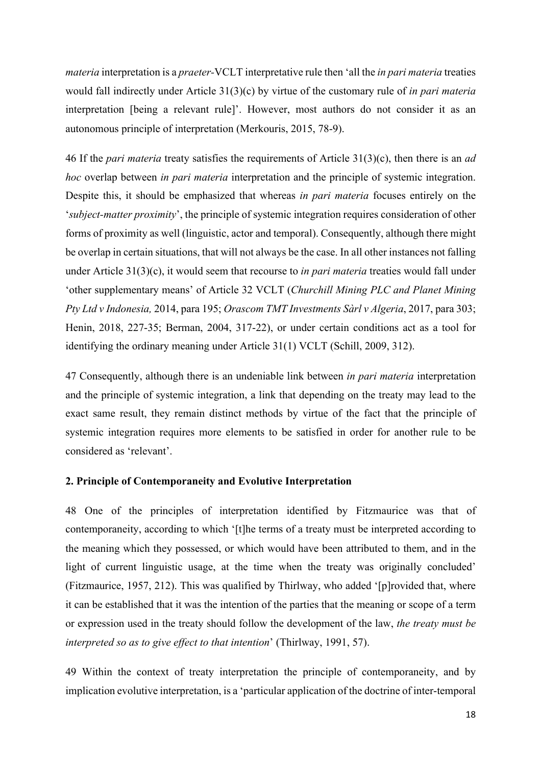*materia* interpretation is a *praeter*-VCLT interpretative rule then 'all the *in pari materia* treaties would fall indirectly under Article 31(3)(c) by virtue of the customary rule of *in pari materia* interpretation [being a relevant rule]'. However, most authors do not consider it as an autonomous principle of interpretation (Merkouris, 2015, 78-9).

46 If the *pari materia* treaty satisfies the requirements of Article 31(3)(c), then there is an *ad hoc* overlap between *in pari materia* interpretation and the principle of systemic integration. Despite this, it should be emphasized that whereas *in pari materia* focuses entirely on the '*subject-matter proximity*', the principle of systemic integration requires consideration of other forms of proximity as well (linguistic, actor and temporal). Consequently, although there might be overlap in certain situations, that will not always be the case. In all other instances not falling under Article 31(3)(c), it would seem that recourse to *in pari materia* treaties would fall under 'other supplementary means' of Article 32 VCLT (*Churchill Mining PLC and Planet Mining Pty Ltd v Indonesia,* 2014, para 195; *Orascom TMT Investments Sàrl v Algeria*, 2017, para 303; Henin, 2018, 227-35; Berman, 2004, 317-22), or under certain conditions act as a tool for identifying the ordinary meaning under Article 31(1) VCLT (Schill, 2009, 312).

47 Consequently, although there is an undeniable link between *in pari materia* interpretation and the principle of systemic integration, a link that depending on the treaty may lead to the exact same result, they remain distinct methods by virtue of the fact that the principle of systemic integration requires more elements to be satisfied in order for another rule to be considered as 'relevant'.

**2. Principle of Contemporaneity and Evolutive Interpretation**

48 One of the principles of interpretation identified by Fitzmaurice was that of contemporaneity, according to which '[t]he terms of a treaty must be interpreted according to the meaning which they possessed, or which would have been attributed to them, and in the light of current linguistic usage, at the time when the treaty was originally concluded' (Fitzmaurice, 1957, 212). This was qualified by Thirlway, who added '[p]rovided that, where it can be established that it was the intention of the parties that the meaning or scope of a term or expression used in the treaty should follow the development of the law, *the treaty must be interpreted so as to give effect to that intention*' (Thirlway, 1991, 57).

49 Within the context of treaty interpretation the principle of contemporaneity, and by implication evolutive interpretation, is a 'particular application of the doctrine of inter-temporal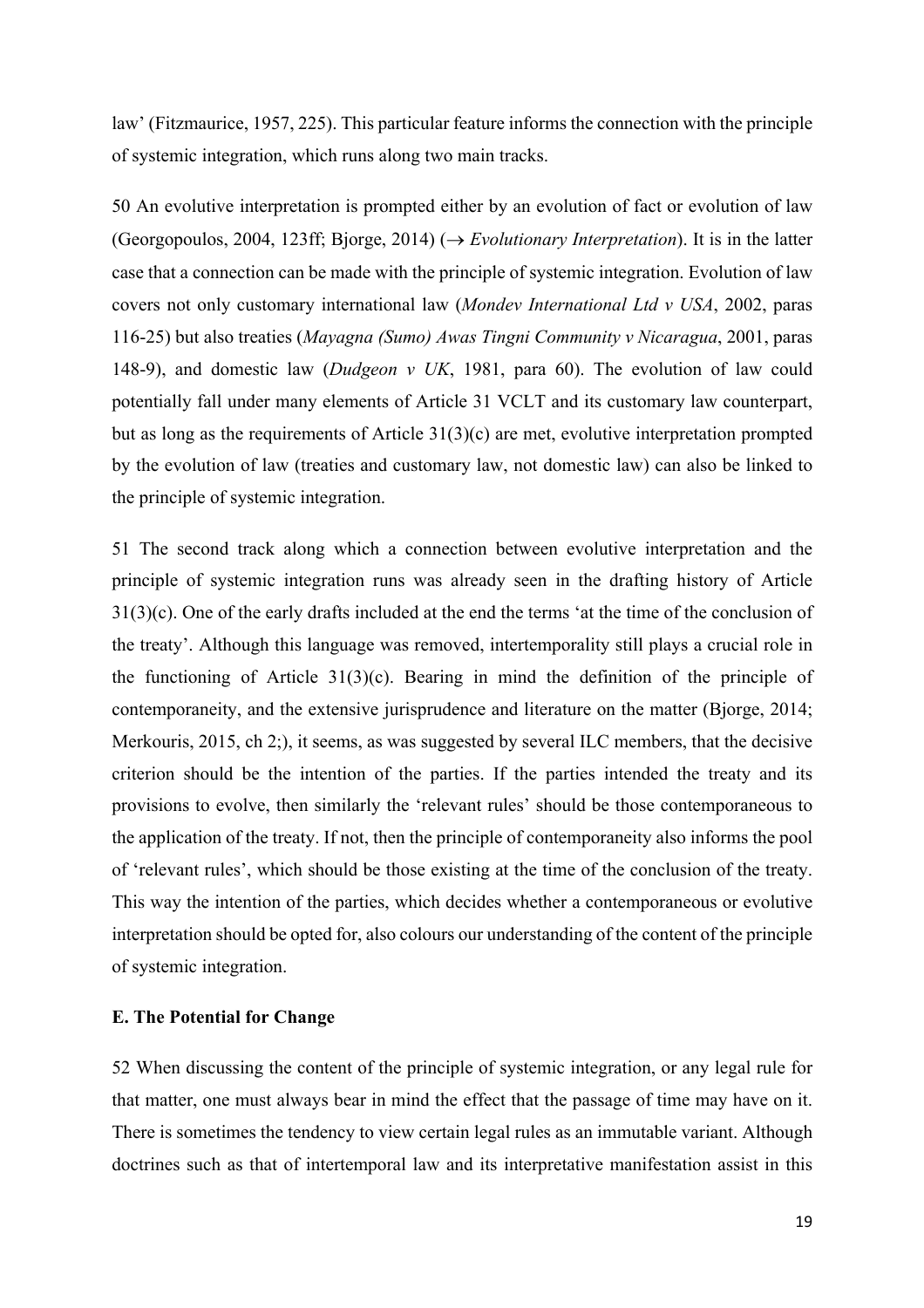law' (Fitzmaurice, 1957, 225). This particular feature informs the connection with the principle of systemic integration, which runs along two main tracks.

50 An evolutive interpretation is prompted either by an evolution of fact or evolution of law (Georgopoulos, 2004, 123ff; Bjorge, 2014) (→ *Evolutionary Interpretation*). It is in the latter case that a connection can be made with the principle of systemic integration. Evolution of law covers not only customary international law (*Mondev International Ltd v USA*, 2002, paras 116-25) but also treaties (*Mayagna (Sumo) Awas Tingni Community v Nicaragua*, 2001, paras 148-9), and domestic law (*Dudgeon v UK*, 1981, para 60). The evolution of law could potentially fall under many elements of Article 31 VCLT and its customary law counterpart, but as long as the requirements of Article 31(3)(c) are met, evolutive interpretation prompted by the evolution of law (treaties and customary law, not domestic law) can also be linked to the principle of systemic integration.

51 The second track along which a connection between evolutive interpretation and the principle of systemic integration runs was already seen in the drafting history of Article 31(3)(c). One of the early drafts included at the end the terms 'at the time of the conclusion of the treaty'. Although this language was removed, intertemporality still plays a crucial role in the functioning of Article 31(3)(c). Bearing in mind the definition of the principle of contemporaneity, and the extensive jurisprudence and literature on the matter (Bjorge, 2014; Merkouris, 2015, ch 2;), it seems, as was suggested by several ILC members, that the decisive criterion should be the intention of the parties. If the parties intended the treaty and its provisions to evolve, then similarly the 'relevant rules' should be those contemporaneous to the application of the treaty. If not, then the principle of contemporaneity also informs the pool of 'relevant rules', which should be those existing at the time of the conclusion of the treaty. This way the intention of the parties, which decides whether a contemporaneous or evolutive interpretation should be opted for, also colours our understanding of the content of the principle of systemic integration.

### E. The Potential for Change

52 When discussing the content of the principle of systemic integration, or any legal rule for that matter, one must always bear in mind the effect that the passage of time may have on it. There is sometimes the tendency to view certain legal rules as an immutable variant. Although doctrines such as that of intertemporal law and its interpretative manifestation assist in this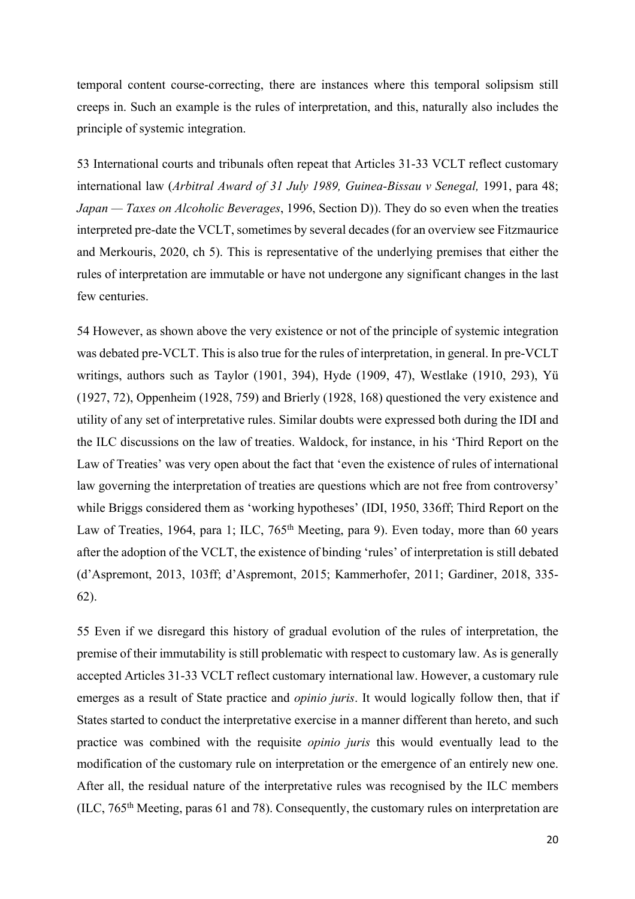temporal content course-correcting, there are instances where this temporal solipsism still creeps in. Such an example is the rules of interpretation, and this, naturally also includes the principle of systemic integration.

53 International courts and tribunals often repeat that Articles 31-33 VCLT reflect customary international law (*Arbitral Award of 31 July 1989, Guinea-Bissau v Senegal,* 1991, para 48; *Japan — Taxes on Alcoholic Beverages*, 1996, Section D)). They do so even when the treaties interpreted pre-date the VCLT, sometimes by several decades (for an overview see Fitzmaurice and Merkouris, 2020, ch 5). This is representative of the underlying premises that either the rules of interpretation are immutable or have not undergone any significant changes in the last few centuries.

54 However, as shown above the very existence or not of the principle of systemic integration was debated pre-VCLT. This is also true for the rules of interpretation, in general. In pre-VCLT writings, authors such as Taylor (1901, 394), Hyde (1909, 47), Westlake (1910, 293), Yü (1927, 72), Oppenheim (1928, 759) and Brierly (1928, 168) questioned the very existence and utility of any set of interpretative rules. Similar doubts were expressed both during the IDI and the ILC discussions on the law of treaties. Waldock, for instance, in his 'Third Report on the Law of Treaties' was very open about the fact that 'even the existence of rules of international law governing the interpretation of treaties are questions which are not free from controversy' while Briggs considered them as 'working hypotheses' (IDI, 1950, 336ff; Third Report on the Law of Treaties, 1964, para 1; ILC, 765th Meeting, para 9). Even today, more than 60 years after the adoption of the VCLT, the existence of binding 'rules' of interpretation is still debated (d'Aspremont, 2013, 103ff; d'Aspremont, 2015; Kammerhofer, 2011; Gardiner, 2018, 335-62).

55 Even if we disregard this history of gradual evolution of the rules of interpretation, the premise of their immutability is still problematic with respect to customary law. As is generally accepted Articles 31-33 VCLT reflect customary international law. However, a customary rule emerges as a result of State practice and *opinio juris*. It would logically follow then, that if States started to conduct the interpretative exercise in a manner different than hereto, and such practice was combined with the requisite *opinio juris* this would eventually lead to the modification of the customary rule on interpretation or the emergence of an entirely new one. After all, the residual nature of the interpretative rules was recognised by the ILC members (ILC, 765th Meeting, paras 61 and 78). Consequently, the customary rules on interpretation are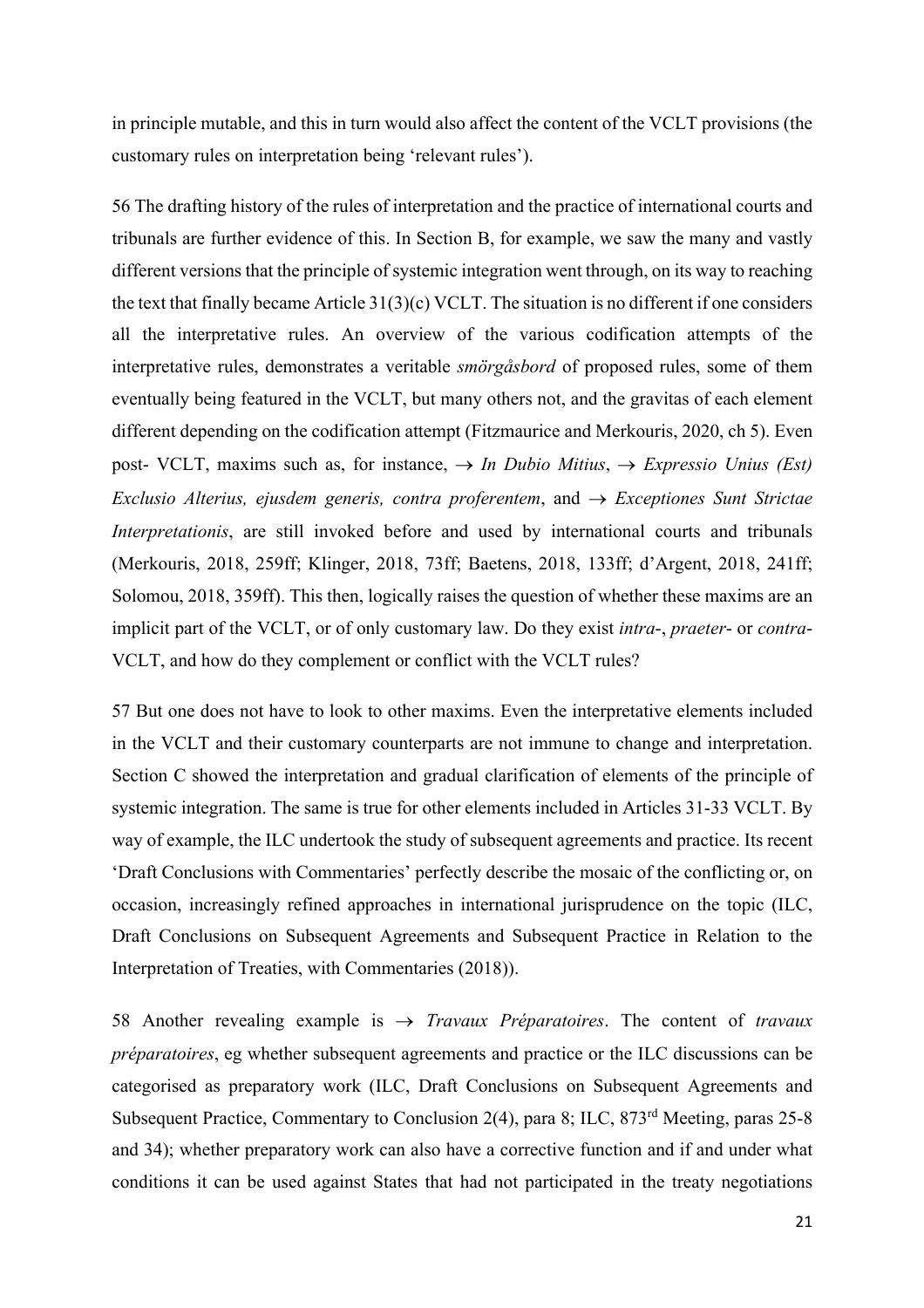in principle mutable, and this in turn would also affect the content of the VCLT provisions (the customary rules on interpretation being 'relevant rules').

56 The drafting history of the rules of interpretation and the practice of international courts and tribunals are further evidence of this. In Section B, for example, we saw the many and vastly different versions that the principle of systemic integration went through, on its way to reaching the text that finally became Article 31(3)(c) VCLT. The situation is no different if one considers all the interpretative rules. An overview of the various codification attempts of the interpretative rules, demonstrates a veritable *smörgåsbord* of proposed rules, some of them eventually being featured in the VCLT, but many others not, and the gravitas of each element different depending on the codification attempt (Fitzmaurice and Merkouris, 2020, ch 5). Even post- VCLT, maxims such as, for instance, → *In Dubio Mitius*, → *Expressio Unius (Est) Exclusio Alterius, ejusdem generis, contra proferentem*, and → *Exceptiones Sunt Strictae Interpretationis*, are still invoked before and used by international courts and tribunals (Merkouris, 2018, 259ff; Klinger, 2018, 73ff; Baetens, 2018, 133ff; d'Argent, 2018, 241ff; Solomou, 2018, 359ff). This then, logically raises the question of whether these maxims are an implicit part of the VCLT, or of only customary law. Do they exist *intra*-, *praeter*- or *contra*-VCLT, and how do they complement or conflict with the VCLT rules?

57 But one does not have to look to other maxims. Even the interpretative elements included in the VCLT and their customary counterparts are not immune to change and interpretation. Section C showed the interpretation and gradual clarification of elements of the principle of systemic integration. The same is true for other elements included in Articles 31-33 VCLT. By way of example, the ILC undertook the study of subsequent agreements and practice. Its recent 'Draft Conclusions with Commentaries' perfectly describe the mosaic of the conflicting or, on occasion, increasingly refined approaches in international jurisprudence on the topic (ILC, Draft Conclusions on Subsequent Agreements and Subsequent Practice in Relation to the Interpretation of Treaties, with Commentaries (2018)).

58 Another revealing example is → *Travaux Préparatoires*. The content of *travaux préparatoires*, eg whether subsequent agreements and practice or the ILC discussions can be categorised as preparatory work (ILC, Draft Conclusions on Subsequent Agreements and Subsequent Practice, Commentary to Conclusion 2(4), para 8; ILC, 873rd Meeting, paras 25-8 and 34); whether preparatory work can also have a corrective function and if and under what conditions it can be used against States that had not participated in the treaty negotiations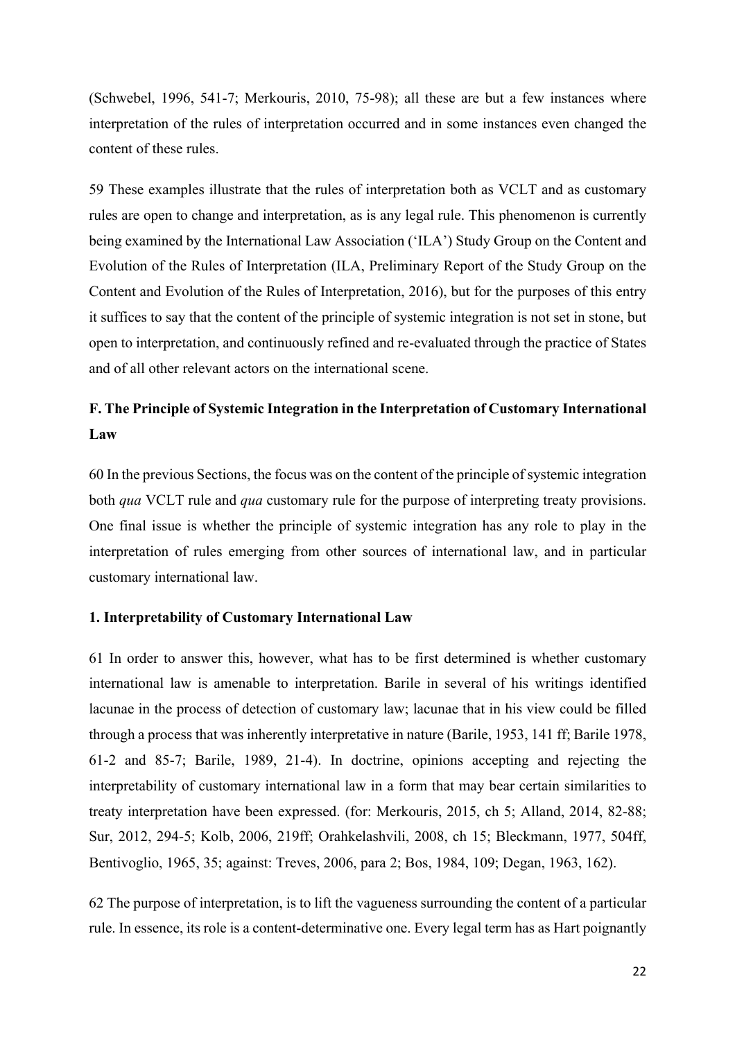(Schwebel, 1996, 541-7; Merkouris, 2010, 75-98); all these are but a few instances where interpretation of the rules of interpretation occurred and in some instances even changed the content of these rules.

59 These examples illustrate that the rules of interpretation both as VCLT and as customary rules are open to change and interpretation, as is any legal rule. This phenomenon is currently being examined by the International Law Association ('ILA') Study Group on the Content and Evolution of the Rules of Interpretation (ILA, Preliminary Report of the Study Group on the Content and Evolution of the Rules of Interpretation, 2016), but for the purposes of this entry it suffices to say that the content of the principle of systemic integration is not set in stone, but open to interpretation, and continuously refined and re-evaluated through the practice of States and of all other relevant actors on the international scene.

## F. The Principle of Systemic Integration in the Interpretation of Customary International Law

60 In the previous Sections, the focus was on the content of the principle of systemic integration both *qua* VCLT rule and *qua* customary rule for the purpose of interpreting treaty provisions. One final issue is whether the principle of systemic integration has any role to play in the interpretation of rules emerging from other sources of international law, and in particular customary international law.

### 1. Interpretability of Customary International Law

61 In order to answer this, however, what has to be first determined is whether customary international law is amenable to interpretation. Barile in several of his writings identified lacunae in the process of detection of customary law; lacunae that in his view could be filled through a process that was inherently interpretative in nature (Barile, 1953, 141 ff; Barile 1978, 61-2 and 85-7; Barile, 1989, 21-4). In doctrine, opinions accepting and rejecting the interpretability of customary international law in a form that may bear certain similarities to treaty interpretation have been expressed. (for: Merkouris, 2015, ch 5; Alland, 2014, 82-88; Sur, 2012, 294-5; Kolb, 2006, 219ff; Orahkelashvili, 2008, ch 15; Bleckmann, 1977, 504ff, Bentivoglio, 1965, 35; against: Treves, 2006, para 2; Bos, 1984, 109; Degan, 1963, 162).

62 The purpose of interpretation, is to lift the vagueness surrounding the content of a particular rule. In essence, its role is a content-determinative one. Every legal term has as Hart poignantly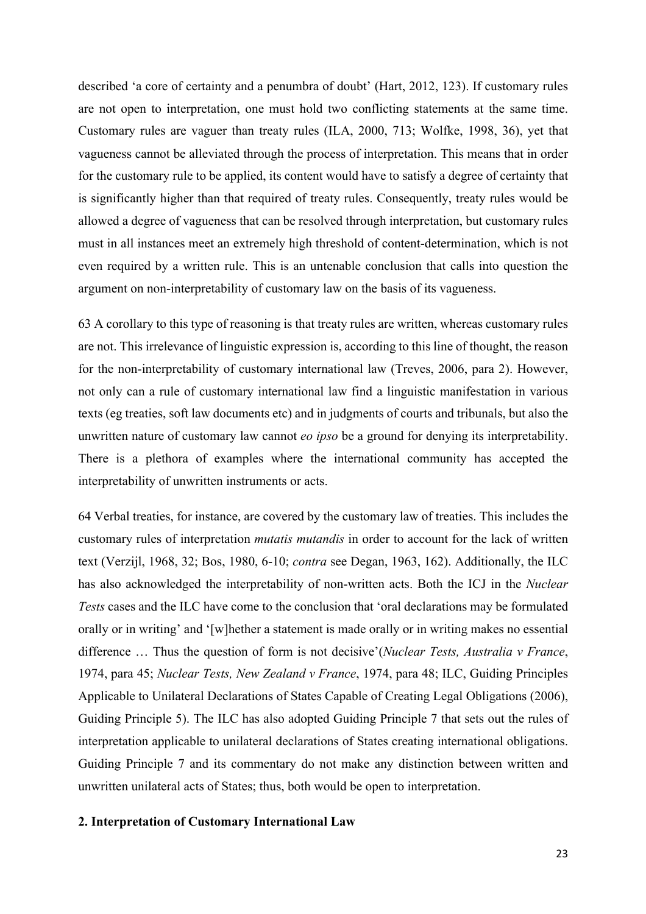described 'a core of certainty and a penumbra of doubt' (Hart, 2012, 123). If customary rules are not open to interpretation, one must hold two conflicting statements at the same time. Customary rules are vaguer than treaty rules (ILA, 2000, 713; Wolfke, 1998, 36), yet that vagueness cannot be alleviated through the process of interpretation. This means that in order for the customary rule to be applied, its content would have to satisfy a degree of certainty that is significantly higher than that required of treaty rules. Consequently, treaty rules would be allowed a degree of vagueness that can be resolved through interpretation, but customary rules must in all instances meet an extremely high threshold of content-determination, which is not even required by a written rule. This is an untenable conclusion that calls into question the argument on non-interpretability of customary law on the basis of its vagueness.

63 A corollary to this type of reasoning is that treaty rules are written, whereas customary rules are not. This irrelevance of linguistic expression is, according to this line of thought, the reason for the non-interpretability of customary international law (Treves, 2006, para 2). However, not only can a rule of customary international law find a linguistic manifestation in various texts (eg treaties, soft law documents etc) and in judgments of courts and tribunals, but also the unwritten nature of customary law cannot *eo ipso* be a ground for denying its interpretability. There is a plethora of examples where the international community has accepted the interpretability of unwritten instruments or acts.

64 Verbal treaties, for instance, are covered by the customary law of treaties. This includes the customary rules of interpretation *mutatis mutandis* in order to account for the lack of written text (Verzijl, 1968, 32; Bos, 1980, 6-10; *contra* see Degan, 1963, 162). Additionally, the ILC has also acknowledged the interpretability of non-written acts. Both the ICJ in the *Nuclear Tests* cases and the ILC have come to the conclusion that 'oral declarations may be formulated orally or in writing' and '[w]hether a statement is made orally or in writing makes no essential difference … Thus the question of form is not decisive'(*Nuclear Tests, Australia v France*, 1974, para 45; *Nuclear Tests, New Zealand v France*, 1974, para 48; ILC, Guiding Principles Applicable to Unilateral Declarations of States Capable of Creating Legal Obligations (2006), Guiding Principle 5). The ILC has also adopted Guiding Principle 7 that sets out the rules of interpretation applicable to unilateral declarations of States creating international obligations. Guiding Principle 7 and its commentary do not make any distinction between written and unwritten unilateral acts of States; thus, both would be open to interpretation.

## 2. Interpretation of Customary International Law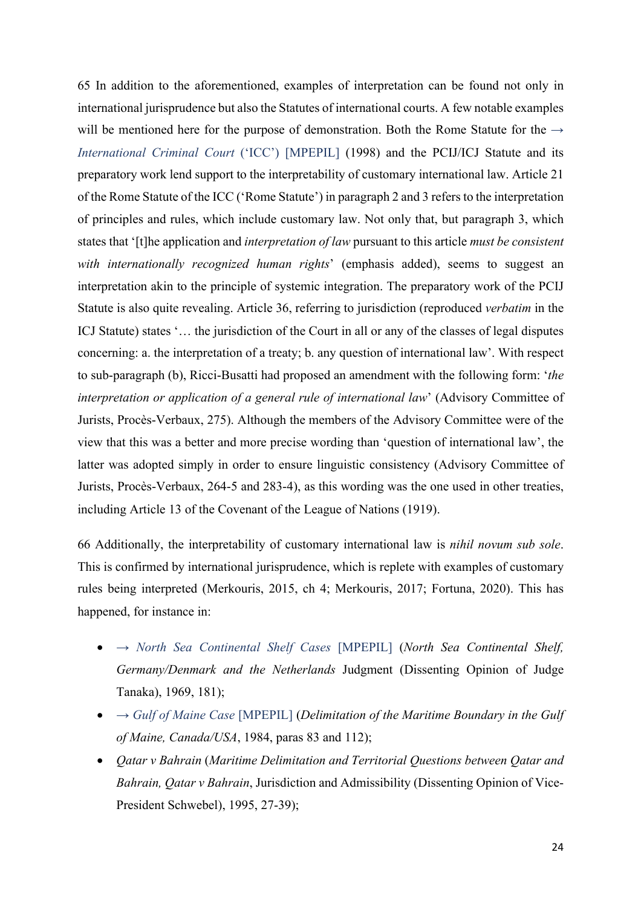65 In addition to the aforementioned, examples of interpretation can be found not only in international jurisprudence but also the Statutes of international courts. A few notable examples will be mentioned here for the purpose of demonstration. Both the Rome Statute for the → *International Criminal Court* ('ICC') [MPEPIL] (1998) and the PCIJ/ICJ Statute and its preparatory work lend support to the interpretability of customary international law. Article 21 of the Rome Statute of the ICC ('Rome Statute') in paragraph 2 and 3 refers to the interpretation of principles and rules, which include customary law. Not only that, but paragraph 3, which states that '[t]he application and *interpretation of law* pursuant to this article *must be consistent with internationally recognized human rights*' (emphasis added), seems to suggest an interpretation akin to the principle of systemic integration. The preparatory work of the PCIJ Statute is also quite revealing. Article 36, referring to jurisdiction (reproduced *verbatim* in the ICJ Statute) states '… the jurisdiction of the Court in all or any of the classes of legal disputes concerning: a. the interpretation of a treaty; b. any question of international law'. With respect to sub-paragraph (b), Ricci-Busatti had proposed an amendment with the following form: '*the interpretation or application of a general rule of international law*' (Advisory Committee of Jurists, Procès-Verbaux, 275). Although the members of the Advisory Committee were of the view that this was a better and more precise wording than 'question of international law', the latter was adopted simply in order to ensure linguistic consistency (Advisory Committee of Jurists, Procès-Verbaux, 264-5 and 283-4), as this wording was the one used in other treaties, including Article 13 of the Covenant of the League of Nations (1919).

66 Additionally, the interpretability of customary international law is *nihil novum sub sole*. This is confirmed by international jurisprudence, which is replete with examples of customary rules being interpreted (Merkouris, 2015, ch 4; Merkouris, 2017; Fortuna, 2020). This has happened, for instance in:

- → *North Sea Continental Shelf Cases* [MPEPIL] (*North Sea Continental Shelf, Germany/Denmark and the Netherlands* Judgment (Dissenting Opinion of Judge Tanaka), 1969, 181);
- → *Gulf of Maine Case* [MPEPIL] (*Delimitation of the Maritime Boundary in the Gulf of Maine, Canada/USA*, 1984, paras 83 and 112);
- *Qatar v Bahrain* (*Maritime Delimitation and Territorial Questions between Qatar and Bahrain, Qatar v Bahrain*, Jurisdiction and Admissibility (Dissenting Opinion of Vice-President Schwebel), 1995, 27-39);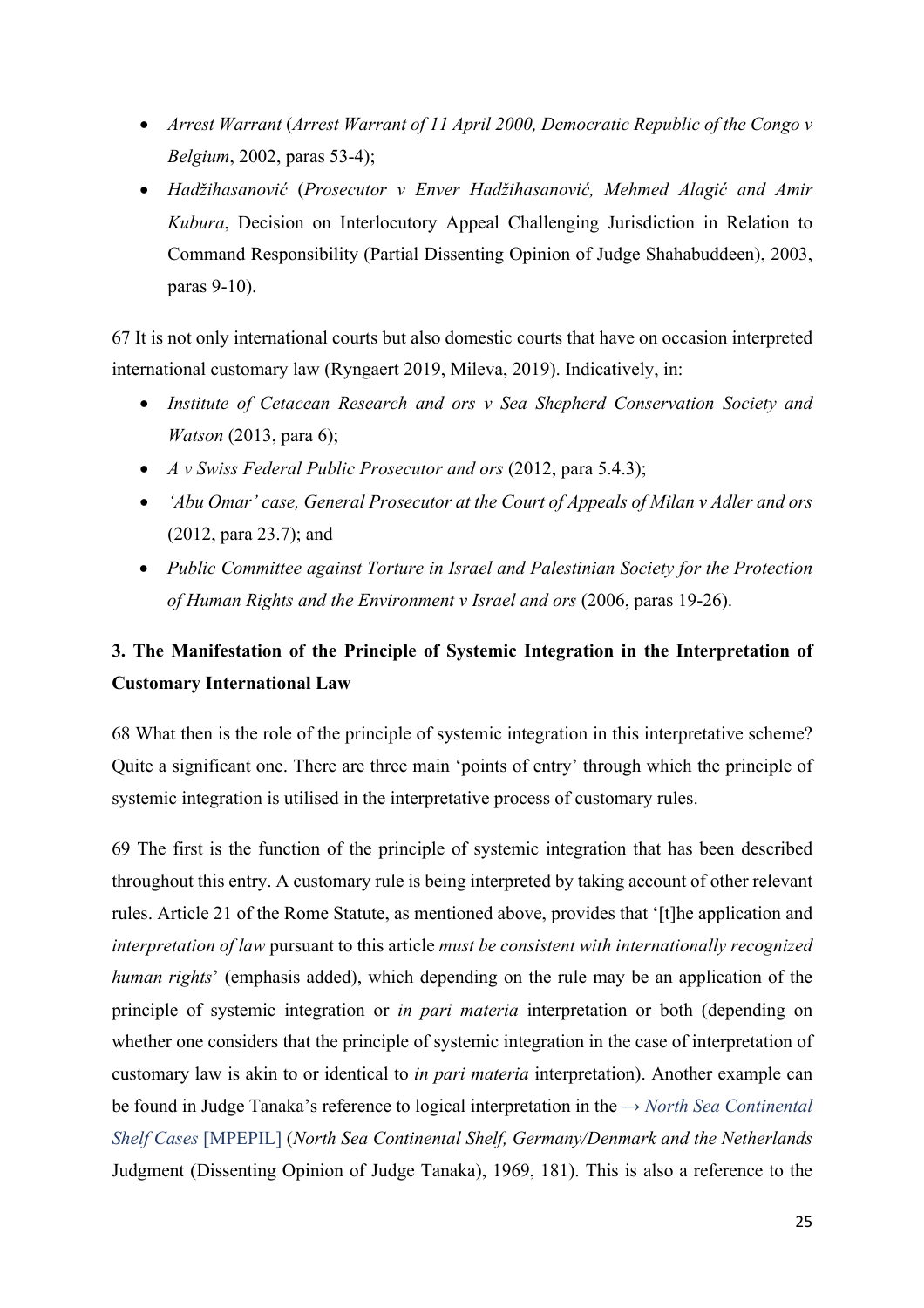- *Arrest Warrant* (*Arrest Warrant of 11 April 2000, Democratic Republic of the Congo v Belgium*, 2002, paras 53-4);
- *Hadžihasanović* (*Prosecutor v Enver Hadžihasanović, Mehmed Alagić and Amir Kubura*, Decision on Interlocutory Appeal Challenging Jurisdiction in Relation to Command Responsibility (Partial Dissenting Opinion of Judge Shahabuddeen), 2003, paras 9-10).

67 It is not only international courts but also domestic courts that have on occasion interpreted international customary law (Ryngaert 2019, Mileva, 2019). Indicatively, in:

- *Institute of Cetacean Research and ors v Sea Shepherd Conservation Society and Watson* (2013, para 6);
- *A v Swiss Federal Public Prosecutor and ors* (2012, para 5.4.3);
- *'Abu Omar' case, General Prosecutor at the Court of Appeals of Milan v Adler and ors* (2012, para 23.7); and
- *Public Committee against Torture in Israel and Palestinian Society for the Protection of Human Rights and the Environment v Israel and ors* (2006, paras 19-26).

## 3. The Manifestation of the Principle of Systemic Integration in the Interpretation of Customary International Law

68 What then is the role of the principle of systemic integration in this interpretative scheme? Quite a significant one. There are three main 'points of entry' through which the principle of systemic integration is utilised in the interpretative process of customary rules.

69 The first is the function of the principle of systemic integration that has been described throughout this entry. A customary rule is being interpreted by taking account of other relevant rules. Article 21 of the Rome Statute, as mentioned above, provides that '[t]he application and *interpretation of law* pursuant to this article *must be consistent with internationally recognized human rights*' (emphasis added), which depending on the rule may be an application of the principle of systemic integration or *in pari materia* interpretation or both (depending on whether one considers that the principle of systemic integration in the case of interpretation of customary law is akin to or identical to *in pari materia* interpretation). Another example can be found in Judge Tanaka's reference to logical interpretation in the → *North Sea Continental Shelf Cases* [MPEPIL] (*North Sea Continental Shelf, Germany/Denmark and the Netherlands* Judgment (Dissenting Opinion of Judge Tanaka), 1969, 181). This is also a reference to the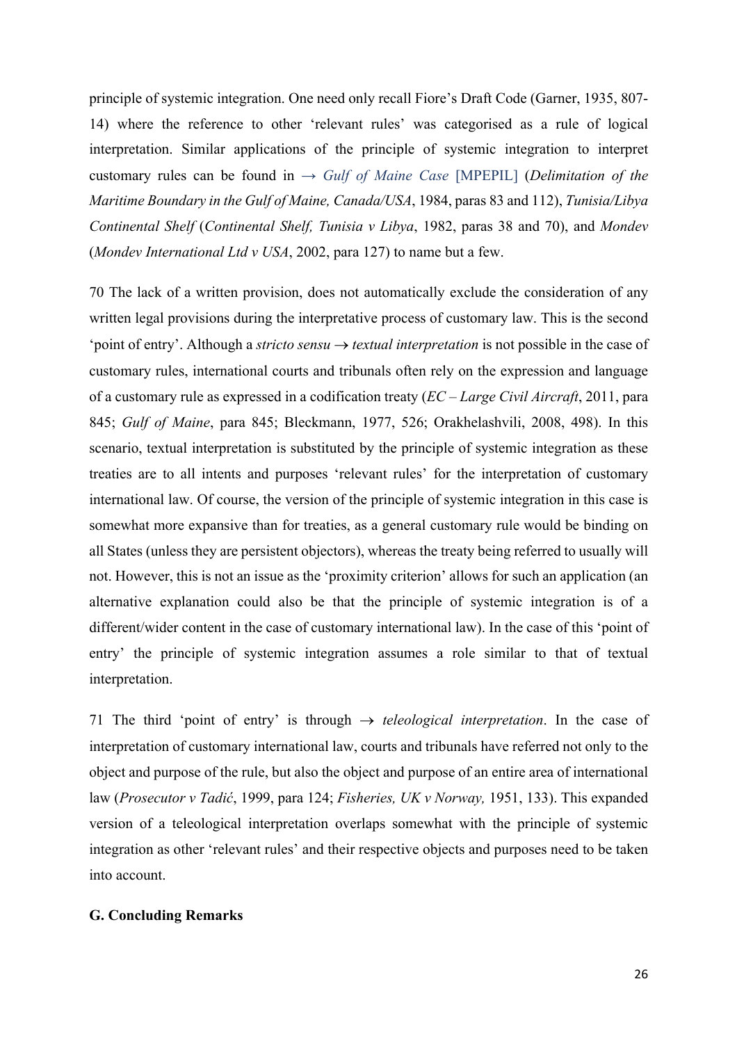principle of systemic integration. One need only recall Fiore's Draft Code (Garner, 1935, 807-14) where the reference to other 'relevant rules' was categorised as a rule of logical interpretation. Similar applications of the principle of systemic integration to interpret customary rules can be found in → *Gulf of Maine Case* [MPEPIL] (*Delimitation of the Maritime Boundary in the Gulf of Maine, Canada/USA*, 1984, paras 83 and 112), *Tunisia/Libya Continental Shelf* (*Continental Shelf, Tunisia v Libya*, 1982, paras 38 and 70), and *Mondev* (*Mondev International Ltd v USA*, 2002, para 127) to name but a few.

70 The lack of a written provision, does not automatically exclude the consideration of any written legal provisions during the interpretative process of customary law. This is the second 'point of entry'. Although a *stricto sensu* → *textual interpretation* is not possible in the case of customary rules, international courts and tribunals often rely on the expression and language of a customary rule as expressed in a codification treaty (*EC – Large Civil Aircraft*, 2011, para 845; *Gulf of Maine*, para 845; Bleckmann, 1977, 526; Orakhelashvili, 2008, 498). In this scenario, textual interpretation is substituted by the principle of systemic integration as these treaties are to all intents and purposes 'relevant rules' for the interpretation of customary international law. Of course, the version of the principle of systemic integration in this case is somewhat more expansive than for treaties, as a general customary rule would be binding on all States (unless they are persistent objectors), whereas the treaty being referred to usually will not. However, this is not an issue as the 'proximity criterion' allows for such an application (an alternative explanation could also be that the principle of systemic integration is of a different/wider content in the case of customary international law). In the case of this 'point of entry' the principle of systemic integration assumes a role similar to that of textual interpretation.

71 The third 'point of entry' is through → *teleological interpretation*. In the case of interpretation of customary international law, courts and tribunals have referred not only to the object and purpose of the rule, but also the object and purpose of an entire area of international law (*Prosecutor v Tadić*, 1999, para 124; *Fisheries, UK v Norway,* 1951, 133). This expanded version of a teleological interpretation overlaps somewhat with the principle of systemic integration as other 'relevant rules' and their respective objects and purposes need to be taken into account.

## G. Concluding Remarks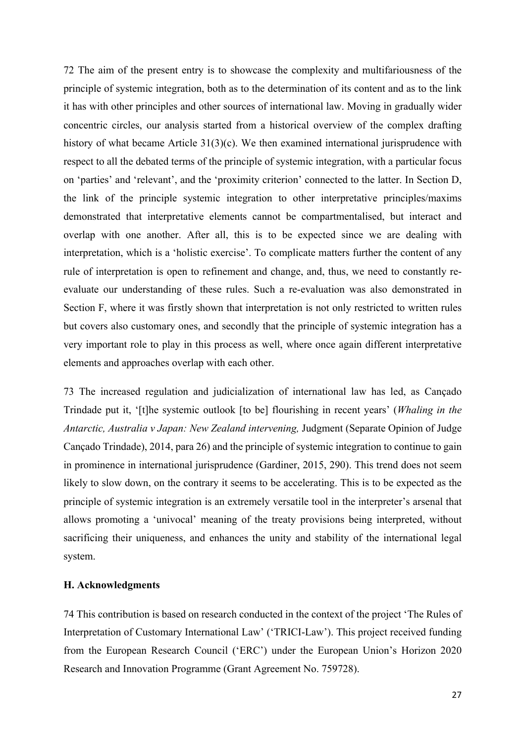72 The aim of the present entry is to showcase the complexity and multifariousness of the principle of systemic integration, both as to the determination of its content and as to the link it has with other principles and other sources of international law. Moving in gradually wider concentric circles, our analysis started from a historical overview of the complex drafting history of what became Article 31(3)(c). We then examined international jurisprudence with respect to all the debated terms of the principle of systemic integration, with a particular focus on 'parties' and 'relevant', and the 'proximity criterion' connected to the latter. In Section D, the link of the principle systemic integration to other interpretative principles/maxims demonstrated that interpretative elements cannot be compartmentalised, but interact and overlap with one another. After all, this is to be expected since we are dealing with interpretation, which is a 'holistic exercise'. To complicate matters further the content of any rule of interpretation is open to refinement and change, and, thus, we need to constantly re-evaluate our understanding of these rules. Such a re-evaluation was also demonstrated in Section F, where it was firstly shown that interpretation is not only restricted to written rules but covers also customary ones, and secondly that the principle of systemic integration has a very important role to play in this process as well, where once again different interpretative elements and approaches overlap with each other.

73 The increased regulation and judicialization of international law has led, as Cançado Trindade put it, '[t]he systemic outlook [to be] flourishing in recent years' (*Whaling in the Antarctic, Australia v Japan: New Zealand intervening,* Judgment (Separate Opinion of Judge Cançado Trindade), 2014, para 26) and the principle of systemic integration to continue to gain in prominence in international jurisprudence (Gardiner, 2015, 290). This trend does not seem likely to slow down, on the contrary it seems to be accelerating. This is to be expected as the principle of systemic integration is an extremely versatile tool in the interpreter's arsenal that allows promoting a 'univocal' meaning of the treaty provisions being interpreted, without sacrificing their uniqueness, and enhances the unity and stability of the international legal system.

## H. Acknowledgments

74 This contribution is based on research conducted in the context of the project 'The Rules of Interpretation of Customary International Law' ('TRICI-Law'). This project received funding from the European Research Council ('ERC') under the European Union's Horizon 2020 Research and Innovation Programme (Grant Agreement No. 759728).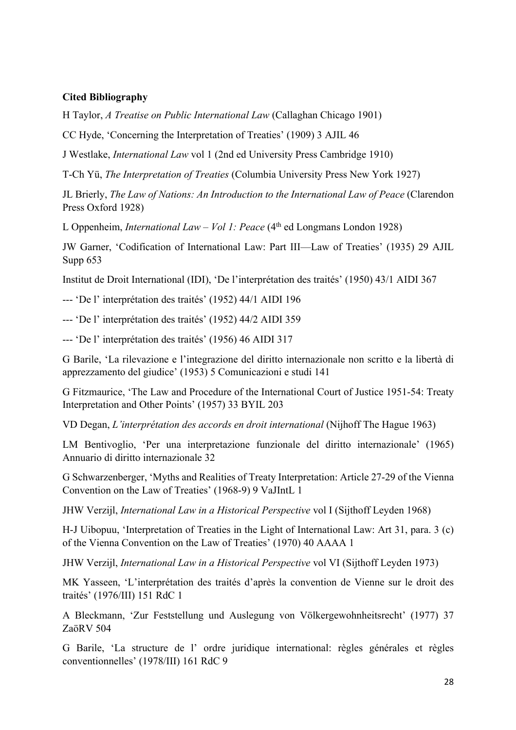**Cited Bibliography**

H Taylor, *A Treatise on Public International Law* (Callaghan Chicago 1901)

CC Hyde, 'Concerning the Interpretation of Treaties' (1909) 3 AJIL 46

J Westlake, *International Law* vol 1 (2nd ed University Press Cambridge 1910)

T-Ch Yü, *The Interpretation of Treaties* (Columbia University Press New York 1927)

JL Brierly, *The Law of Nations: An Introduction to the International Law of Peace* (Clarendon Press Oxford 1928)

L Oppenheim, *International Law – Vol 1: Peace* (4th ed Longmans London 1928)

JW Garner, 'Codification of International Law: Part III—Law of Treaties' (1935) 29 AJIL Supp 653

Institut de Droit International (IDI), 'De l'interprétation des traités' (1950) 43/1 AIDI 367

--- 'De l' interprétation des traités' (1952) 44/1 AIDI 196

--- 'De l' interprétation des traités' (1952) 44/2 AIDI 359

--- 'De l' interprétation des traités' (1956) 46 AIDI 317

G Barile, 'La rilevazione e l'integrazione del diritto internazionale non scritto e la libertà di apprezzamento del giudice' (1953) 5 Comunicazioni e studi 141

G Fitzmaurice, 'The Law and Procedure of the International Court of Justice 1951-54: Treaty Interpretation and Other Points' (1957) 33 BYIL 203

VD Degan, *L'interprétation des accords en droit international* (Nijhoff The Hague 1963)

LM Bentivoglio, 'Per una interpretazione funzionale del diritto internazionale' (1965) Annuario di diritto internazionale 32

G Schwarzenberger, 'Myths and Realities of Treaty Interpretation: Article 27-29 of the Vienna Convention on the Law of Treaties' (1968-9) 9 VaJIntL 1

JHW Verzijl, *International Law in a Historical Perspective* vol I (Sijthoff Leyden 1968)

H-J Uibopuu, 'Interpretation of Treaties in the Light of International Law: Art 31, para. 3 (c) of the Vienna Convention on the Law of Treaties' (1970) 40 AAAA 1

JHW Verzijl, *International Law in a Historical Perspective* vol VI (Sijthoff Leyden 1973)

MK Yasseen, 'L'interprétation des traités d'après la convention de Vienne sur le droit des traités' (1976/III) 151 RdC 1

A Bleckmann, 'Zur Feststellung und Auslegung von Völkergewohnheitsrecht' (1977) 37 ZaöRV 504

G Barile, 'La structure de l' ordre juridique international: règles générales et règles conventionnelles' (1978/III) 161 RdC 9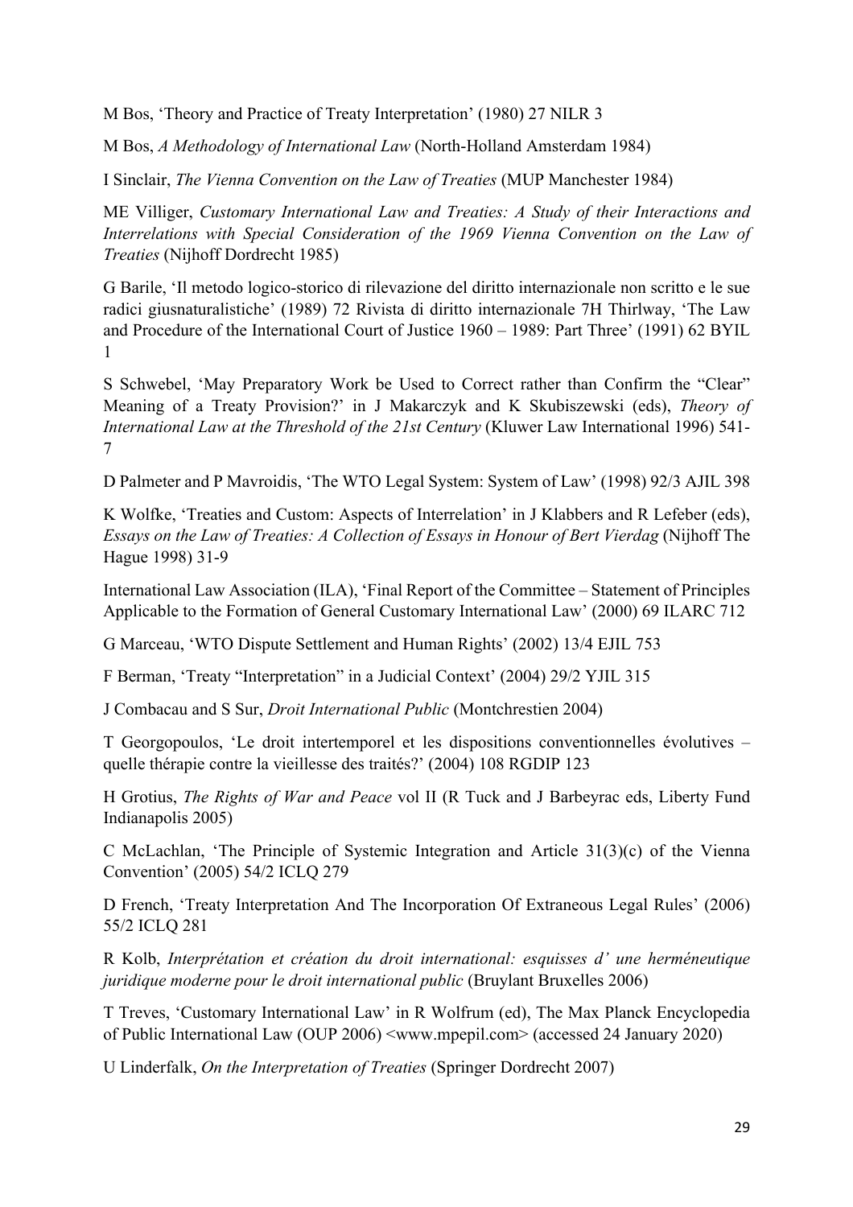M Bos, 'Theory and Practice of Treaty Interpretation' (1980) 27 NILR 3

M Bos, *A Methodology of International Law* (North-Holland Amsterdam 1984)

I Sinclair, *The Vienna Convention on the Law of Treaties* (MUP Manchester 1984)

ME Villiger, *Customary International Law and Treaties: A Study of their Interactions and Interrelations with Special Consideration of the 1969 Vienna Convention on the Law of Treaties* (Nijhoff Dordrecht 1985)

G Barile, 'Il metodo logico-storico di rilevazione del diritto internazionale non scritto e le sue radici giusnaturalistiche' (1989) 72 Rivista di diritto internazionale 7H Thirlway, 'The Law and Procedure of the International Court of Justice 1960 – 1989: Part Three' (1991) 62 BYIL 1

S Schwebel, 'May Preparatory Work be Used to Correct rather than Confirm the "Clear" Meaning of a Treaty Provision?' in J Makarczyk and K Skubiszewski (eds), *Theory of International Law at the Threshold of the 21st Century* (Kluwer Law International 1996) 541-7

D Palmeter and P Mavroidis, 'The WTO Legal System: System of Law' (1998) 92/3 AJIL 398

K Wolfke, 'Treaties and Custom: Aspects of Interrelation' in J Klabbers and R Lefeber (eds), *Essays on the Law of Treaties: A Collection of Essays in Honour of Bert Vierdag* (Nijhoff The Hague 1998) 31-9

International Law Association (ILA), 'Final Report of the Committee – Statement of Principles Applicable to the Formation of General Customary International Law' (2000) 69 ILARC 712

G Marceau, 'WTO Dispute Settlement and Human Rights' (2002) 13/4 EJIL 753

F Berman, 'Treaty "Interpretation" in a Judicial Context' (2004) 29/2 YJIL 315

J Combacau and S Sur, *Droit International Public* (Montchrestien 2004)

T Georgopoulos, 'Le droit intertemporel et les dispositions conventionnelles évolutives – quelle thérapie contre la vieillesse des traités?' (2004) 108 RGDIP 123

H Grotius, *The Rights of War and Peace* vol II (R Tuck and J Barbeyrac eds, Liberty Fund Indianapolis 2005)

C McLachlan, 'The Principle of Systemic Integration and Article 31(3)(c) of the Vienna Convention' (2005) 54/2 ICLQ 279

D French, 'Treaty Interpretation And The Incorporation Of Extraneous Legal Rules' (2006) 55/2 ICLQ 281

R Kolb, *Interprétation et création du droit international: esquisses d' une herméneutique juridique moderne pour le droit international public* (Bruylant Bruxelles 2006)

T Treves, 'Customary International Law' in R Wolfrum (ed), The Max Planck Encyclopedia of Public International Law (OUP 2006) <www.mpepil.com> (accessed 24 January 2020)

U Linderfalk, *On the Interpretation of Treaties* (Springer Dordrecht 2007)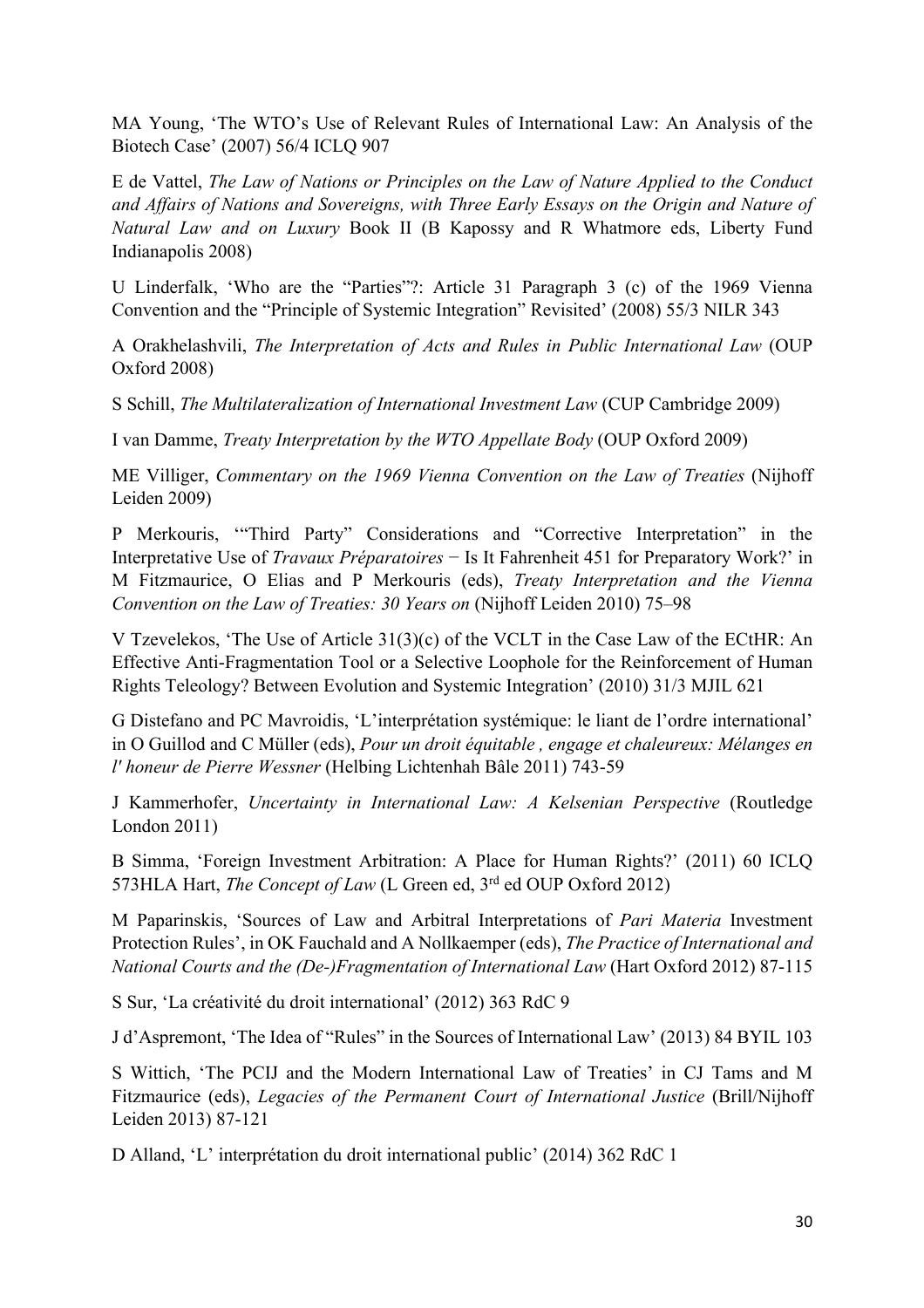MA Young, 'The WTO's Use of Relevant Rules of International Law: An Analysis of the Biotech Case' (2007) 56/4 ICLQ 907

E de Vattel, *The Law of Nations or Principles on the Law of Nature Applied to the Conduct and Affairs of Nations and Sovereigns, with Three Early Essays on the Origin and Nature of Natural Law and on Luxury* Book II (B Kapossy and R Whatmore eds, Liberty Fund Indianapolis 2008)

U Linderfalk, 'Who are the "Parties"?: Article 31 Paragraph 3 (c) of the 1969 Vienna Convention and the "Principle of Systemic Integration" Revisited' (2008) 55/3 NILR 343

A Orakhelashvili, *The Interpretation of Acts and Rules in Public International Law* (OUP Oxford 2008)

S Schill, *The Multilateralization of International Investment Law* (CUP Cambridge 2009)

I van Damme, *Treaty Interpretation by the WTO Appellate Body* (OUP Oxford 2009)

ME Villiger, *Commentary on the 1969 Vienna Convention on the Law of Treaties* (Nijhoff Leiden 2009)

P Merkouris, '"Third Party" Considerations and "Corrective Interpretation" in the Interpretative Use of *Travaux Préparatoires* − Is It Fahrenheit 451 for Preparatory Work?' in M Fitzmaurice, O Elias and P Merkouris (eds), *Treaty Interpretation and the Vienna Convention on the Law of Treaties: 30 Years on* (Nijhoff Leiden 2010) 75–98

V Tzevelekos, 'The Use of Article 31(3)(c) of the VCLT in the Case Law of the ECtHR: An Effective Anti-Fragmentation Tool or a Selective Loophole for the Reinforcement of Human Rights Teleology? Between Evolution and Systemic Integration' (2010) 31/3 MJIL 621

G Distefano and PC Mavroidis, 'L'interprétation systémique: le liant de l'ordre international' in O Guillod and C Müller (eds), *Pour un droit équitable , engage et chaleureux: Mélanges en l' honeur de Pierre Wessner* (Helbing Lichtenhah Bâle 2011) 743-59

J Kammerhofer, *Uncertainty in International Law: A Kelsenian Perspective* (Routledge London 2011)

B Simma, 'Foreign Investment Arbitration: A Place for Human Rights?' (2011) 60 ICLQ 573HLA Hart, *The Concept of Law* (L Green ed, 3rd ed OUP Oxford 2012)

M Paparinskis, 'Sources of Law and Arbitral Interpretations of *Pari Materia* Investment Protection Rules', in OK Fauchald and A Nollkaemper (eds), *The Practice of International and National Courts and the (De-)Fragmentation of International Law* (Hart Oxford 2012) 87-115

S Sur, 'La créativité du droit international' (2012) 363 RdC 9

J d'Aspremont, 'The Idea of "Rules" in the Sources of International Law' (2013) 84 BYIL 103

S Wittich, 'The PCIJ and the Modern International Law of Treaties' in CJ Tams and M Fitzmaurice (eds), *Legacies of the Permanent Court of International Justice* (Brill/Nijhoff Leiden 2013) 87-121

D Alland, 'L' interprétation du droit international public' (2014) 362 RdC 1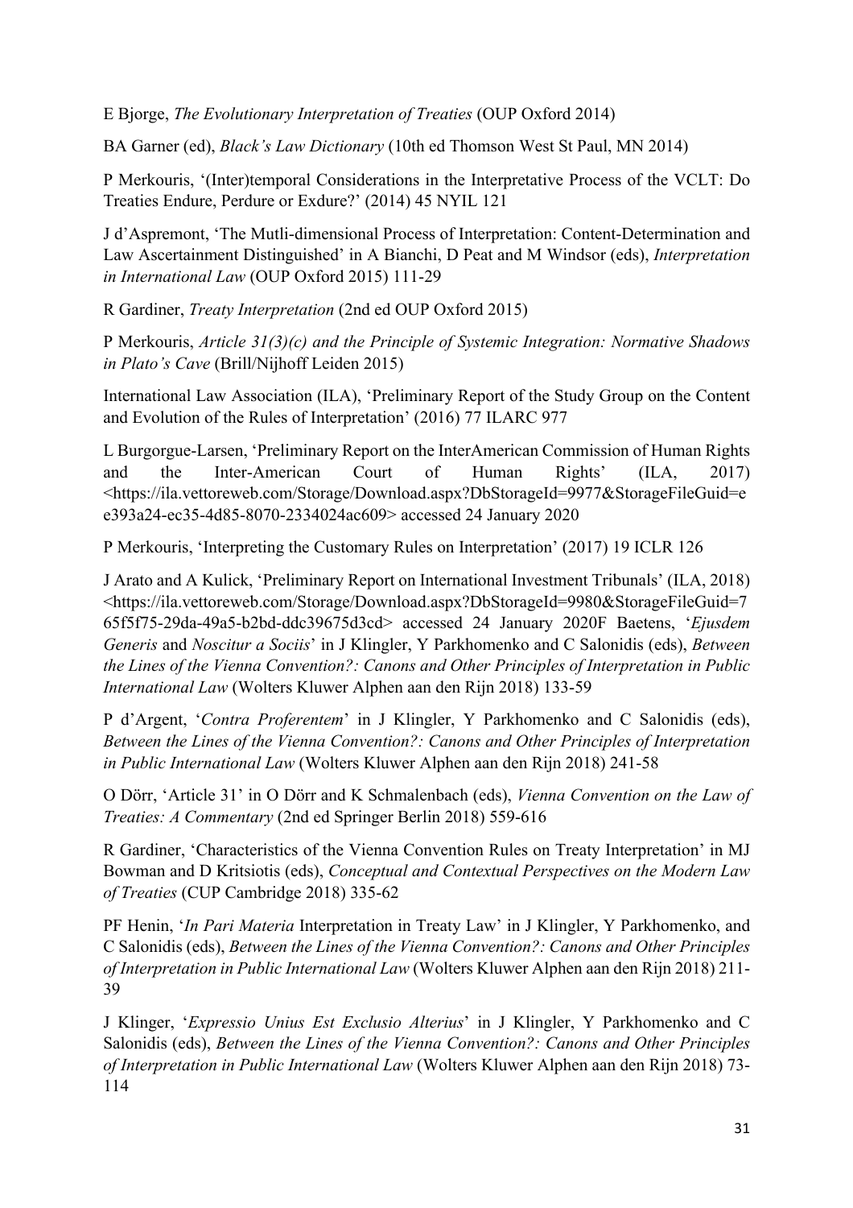E Bjorge, *The Evolutionary Interpretation of Treaties* (OUP Oxford 2014)

BA Garner (ed), *Black's Law Dictionary* (10th ed Thomson West St Paul, MN 2014)

P Merkouris, '(Inter)temporal Considerations in the Interpretative Process of the VCLT: Do Treaties Endure, Perdure or Exdure?' (2014) 45 NYIL 121

J d'Aspremont, 'The Mutli-dimensional Process of Interpretation: Content-Determination and Law Ascertainment Distinguished' in A Bianchi, D Peat and M Windsor (eds), *Interpretation in International Law* (OUP Oxford 2015) 111-29

R Gardiner, *Treaty Interpretation* (2nd ed OUP Oxford 2015)

P Merkouris, *Article 31(3)(c) and the Principle of Systemic Integration: Normative Shadows in Plato's Cave* (Brill/Nijhoff Leiden 2015)

International Law Association (ILA), 'Preliminary Report of the Study Group on the Content and Evolution of the Rules of Interpretation' (2016) 77 ILARC 977

L Burgorgue-Larsen, 'Preliminary Report on the InterAmerican Commission of Human Rights and the Inter-American Court of Human Rights' (ILA, 2017) <https://ila.vettoreweb.com/Storage/Download.aspx?DbStorageId=9977&StorageFileGuid=ee393a24-ec35-4d85-8070-2334024ac609> accessed 24 January 2020

P Merkouris, 'Interpreting the Customary Rules on Interpretation' (2017) 19 ICLR 126

J Arato and A Kulick, 'Preliminary Report on International Investment Tribunals' (ILA, 2018) <https://ila.vettoreweb.com/Storage/Download.aspx?DbStorageId=9980&StorageFileGuid=765f5f75-29da-49a5-b2bd-ddc39675d3cd> accessed 24 January 2020F Baetens, '*Ejusdem Generis* and *Noscitur a Sociis*' in J Klingler, Y Parkhomenko and C Salonidis (eds), *Between the Lines of the Vienna Convention?: Canons and Other Principles of Interpretation in Public International Law* (Wolters Kluwer Alphen aan den Rijn 2018) 133-59

P d'Argent, '*Contra Proferentem*' in J Klingler, Y Parkhomenko and C Salonidis (eds), *Between the Lines of the Vienna Convention?: Canons and Other Principles of Interpretation in Public International Law* (Wolters Kluwer Alphen aan den Rijn 2018) 241-58

O Dörr, 'Article 31' in O Dörr and K Schmalenbach (eds), *Vienna Convention on the Law of Treaties: A Commentary* (2nd ed Springer Berlin 2018) 559-616

R Gardiner, 'Characteristics of the Vienna Convention Rules on Treaty Interpretation' in MJ Bowman and D Kritsiotis (eds), *Conceptual and Contextual Perspectives on the Modern Law of Treaties* (CUP Cambridge 2018) 335-62

PF Henin, '*In Pari Materia* Interpretation in Treaty Law' in J Klingler, Y Parkhomenko, and C Salonidis (eds), *Between the Lines of the Vienna Convention?: Canons and Other Principles of Interpretation in Public International Law* (Wolters Kluwer Alphen aan den Rijn 2018) 211-39

J Klinger, '*Expressio Unius Est Exclusio Alterius*' in J Klingler, Y Parkhomenko and C Salonidis (eds), *Between the Lines of the Vienna Convention?: Canons and Other Principles of Interpretation in Public International Law* (Wolters Kluwer Alphen aan den Rijn 2018) 73-114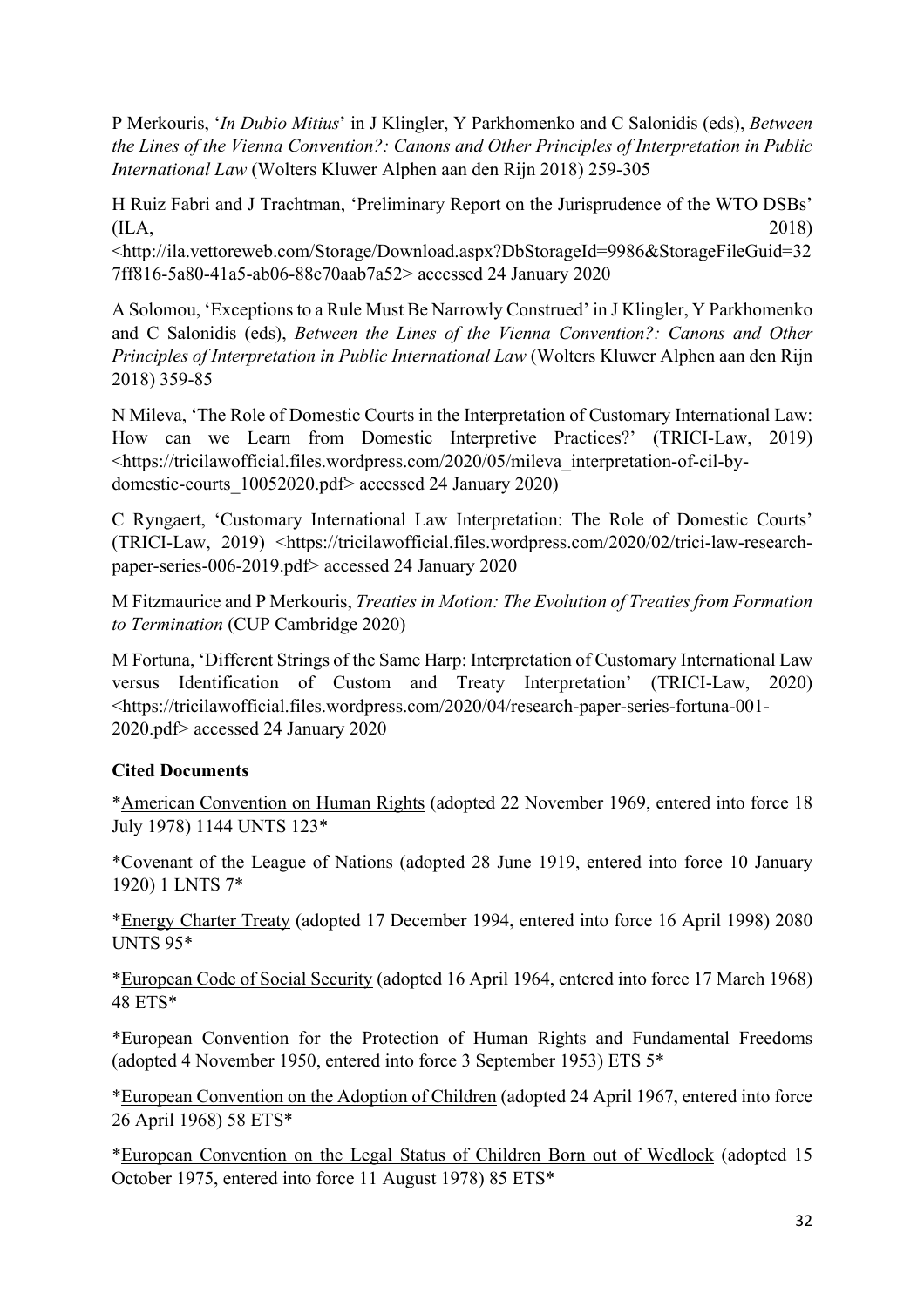P Merkouris, '*In Dubio Mitius*' in J Klingler, Y Parkhomenko and C Salonidis (eds), *Between the Lines of the Vienna Convention?: Canons and Other Principles of Interpretation in Public International Law* (Wolters Kluwer Alphen aan den Rijn 2018) 259-305

H Ruiz Fabri and J Trachtman, 'Preliminary Report on the Jurisprudence of the WTO DSBs' (ILA, 2018) <http://ila.vettoreweb.com/Storage/Download.aspx?DbStorageId=9986&StorageFileGuid=327ff816-5a80-41a5-ab06-88c70aab7a52> accessed 24 January 2020

A Solomou, 'Exceptions to a Rule Must Be Narrowly Construed' in J Klingler, Y Parkhomenko and C Salonidis (eds), *Between the Lines of the Vienna Convention?: Canons and Other Principles of Interpretation in Public International Law* (Wolters Kluwer Alphen aan den Rijn 2018) 359-85

N Mileva, 'The Role of Domestic Courts in the Interpretation of Customary International Law: How can we Learn from Domestic Interpretive Practices?' (TRICI-Law, 2019) <https://tricilawofficial.files.wordpress.com/2020/05/mileva_interpretation-of-cil-by-domestic-courts_10052020.pdf> accessed 24 January 2020)

C Ryngaert, 'Customary International Law Interpretation: The Role of Domestic Courts' (TRICI-Law, 2019) <https://tricilawofficial.files.wordpress.com/2020/02/trici-law-research-paper-series-006-2019.pdf> accessed 24 January 2020

M Fitzmaurice and P Merkouris, *Treaties in Motion: The Evolution of Treaties from Formation to Termination* (CUP Cambridge 2020)

M Fortuna, 'Different Strings of the Same Harp: Interpretation of Customary International Law versus Identification of Custom and Treaty Interpretation' (TRICI-Law, 2020) <https://tricilawofficial.files.wordpress.com/2020/04/research-paper-series-fortuna-001-2020.pdf> accessed 24 January 2020

**Cited Documents**

*American Convention on Human Rights (adopted 22 November 1969, entered into force 18 July 1978) 1144 UNTS 123*

*Covenant of the League of Nations (adopted 28 June 1919, entered into force 10 January 1920) 1 LNTS 7*

*Energy Charter Treaty (adopted 17 December 1994, entered into force 16 April 1998) 2080 UNTS 95*

*European Code of Social Security (adopted 16 April 1964, entered into force 17 March 1968) 48 ETS*

*European Convention for the Protection of Human Rights and Fundamental Freedoms (adopted 4 November 1950, entered into force 3 September 1953) ETS 5*

*European Convention on the Adoption of Children (adopted 24 April 1967, entered into force 26 April 1968) 58 ETS*

*European Convention on the Legal Status of Children Born out of Wedlock (adopted 15 October 1975, entered into force 11 August 1978) 85 ETS*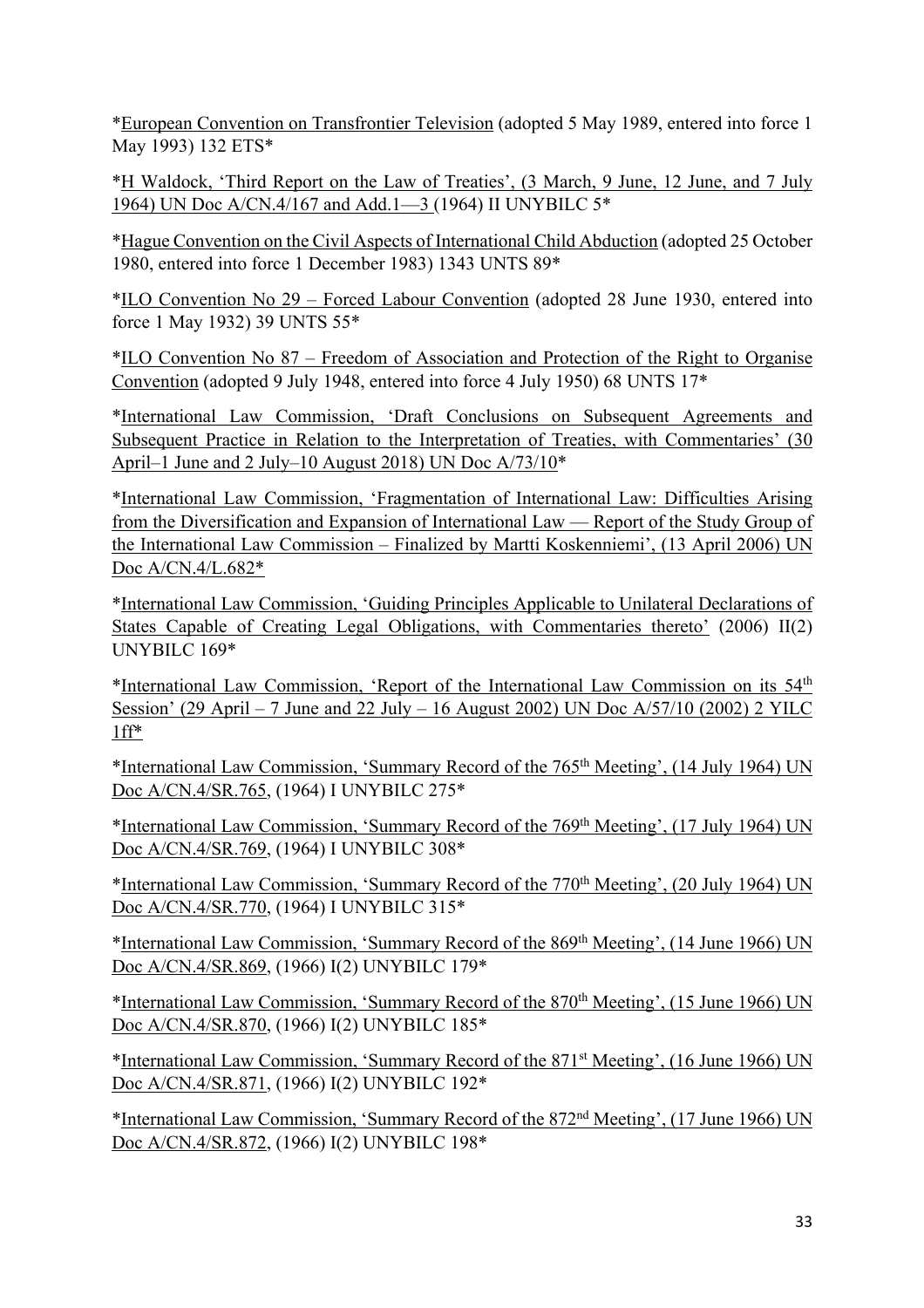*European Convention on Transfrontier Television (adopted 5 May 1989, entered into force 1 May 1993) 132 ETS*

*H Waldock, 'Third Report on the Law of Treaties', (3 March, 9 June, 12 June, and 7 July 1964) UN Doc A/CN.4/167 and Add.1—3 (1964) II UNYBILC 5*

*Hague Convention on the Civil Aspects of International Child Abduction (adopted 25 October 1980, entered into force 1 December 1983) 1343 UNTS 89*

*ILO Convention No 29 – Forced Labour Convention (adopted 28 June 1930, entered into force 1 May 1932) 39 UNTS 55*

*ILO Convention No 87 – Freedom of Association and Protection of the Right to Organise Convention (adopted 9 July 1948, entered into force 4 July 1950) 68 UNTS 17*

*International Law Commission, 'Draft Conclusions on Subsequent Agreements and Subsequent Practice in Relation to the Interpretation of Treaties, with Commentaries' (30 April–1 June and 2 July–10 August 2018) UN Doc A/73/10*

*International Law Commission, 'Fragmentation of International Law: Difficulties Arising from the Diversification and Expansion of International Law — Report of the Study Group of the International Law Commission – Finalized by Martti Koskenniemi', (13 April 2006) UN Doc A/CN.4/L.682*

*International Law Commission, 'Guiding Principles Applicable to Unilateral Declarations of States Capable of Creating Legal Obligations, with Commentaries thereto' (2006) II(2) UNYBILC 169*

*International Law Commission, 'Report of the International Law Commission on its 54th Session' (29 April – 7 June and 22 July – 16 August 2002) UN Doc A/57/10 (2002) 2 YILC 1ff*

*International Law Commission, 'Summary Record of the 765th Meeting', (14 July 1964) UN Doc A/CN.4/SR.765, (1964) I UNYBILC 275*

*International Law Commission, 'Summary Record of the 769th Meeting', (17 July 1964) UN Doc A/CN.4/SR.769, (1964) I UNYBILC 308*

*International Law Commission, 'Summary Record of the 770th Meeting', (20 July 1964) UN Doc A/CN.4/SR.770, (1964) I UNYBILC 315*

*International Law Commission, 'Summary Record of the 869th Meeting', (14 June 1966) UN Doc A/CN.4/SR.869, (1966) I(2) UNYBILC 179*

*International Law Commission, 'Summary Record of the 870th Meeting', (15 June 1966) UN Doc A/CN.4/SR.870, (1966) I(2) UNYBILC 185*

*International Law Commission, 'Summary Record of the 871st Meeting', (16 June 1966) UN Doc A/CN.4/SR.871, (1966) I(2) UNYBILC 192*

*International Law Commission, 'Summary Record of the 872nd Meeting', (17 June 1966) UN Doc A/CN.4/SR.872, (1966) I(2) UNYBILC 198*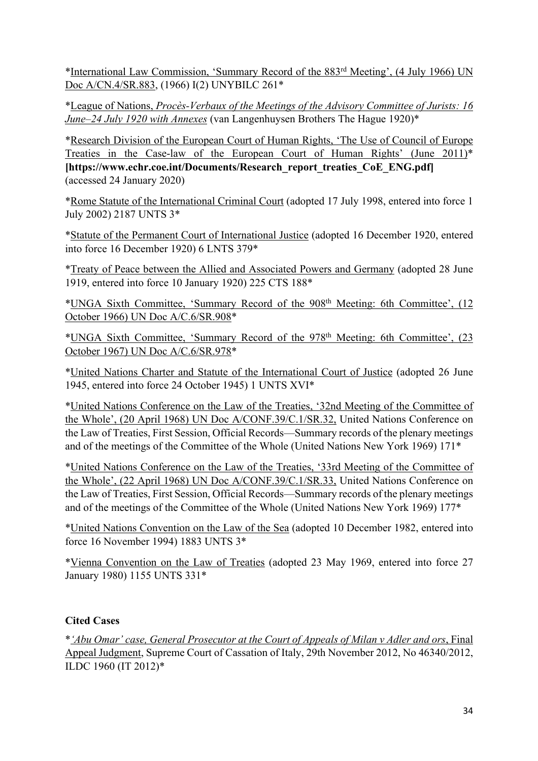*International Law Commission, 'Summary Record of the 883rd Meeting', (4 July 1966) UN Doc A/CN.4/SR.883, (1966) I(2) UNYBILC 261*

*League of Nations, *Procès-Verbaux of the Meetings of the Advisory Committee of Jurists: 16 June–24 July 1920 with Annexes* (van Langenhuysen Brothers The Hague 1920)*

*Research Division of the European Court of Human Rights, 'The Use of Council of Europe Treaties in the Case-law of the European Court of Human Rights' (June 2011)* **[https://www.echr.coe.int/Documents/Research_report_treaties_CoE_ENG.pdf]** (accessed 24 January 2020)

*Rome Statute of the International Criminal Court (adopted 17 July 1998, entered into force 1 July 2002) 2187 UNTS 3*

*Statute of the Permanent Court of International Justice (adopted 16 December 1920, entered into force 16 December 1920) 6 LNTS 379*

*Treaty of Peace between the Allied and Associated Powers and Germany (adopted 28 June 1919, entered into force 10 January 1920) 225 CTS 188*

*UNGA Sixth Committee, 'Summary Record of the 908th Meeting: 6th Committee', (12 October 1966) UN Doc A/C.6/SR.908*

*UNGA Sixth Committee, 'Summary Record of the 978th Meeting: 6th Committee', (23 October 1967) UN Doc A/C.6/SR.978*

*United Nations Charter and Statute of the International Court of Justice (adopted 26 June 1945, entered into force 24 October 1945) 1 UNTS XVI*

*United Nations Conference on the Law of the Treaties, '32nd Meeting of the Committee of the Whole', (20 April 1968) UN Doc A/CONF.39/C.1/SR.32, United Nations Conference on the Law of Treaties, First Session, Official Records—Summary records of the plenary meetings and of the meetings of the Committee of the Whole (United Nations New York 1969) 171*

*United Nations Conference on the Law of the Treaties, '33rd Meeting of the Committee of the Whole', (22 April 1968) UN Doc A/CONF.39/C.1/SR.33, United Nations Conference on the Law of Treaties, First Session, Official Records—Summary records of the plenary meetings and of the meetings of the Committee of the Whole (United Nations New York 1969) 177*

*United Nations Convention on the Law of the Sea (adopted 10 December 1982, entered into force 16 November 1994) 1883 UNTS 3*

*Vienna Convention on the Law of Treaties (adopted 23 May 1969, entered into force 27 January 1980) 1155 UNTS 331*

**Cited Cases**

**'Abu Omar' case, General Prosecutor at the Court of Appeals of Milan v Adler and ors*, Final Appeal Judgment, Supreme Court of Cassation of Italy, 29th November 2012, No 46340/2012, ILDC 1960 (IT 2012)*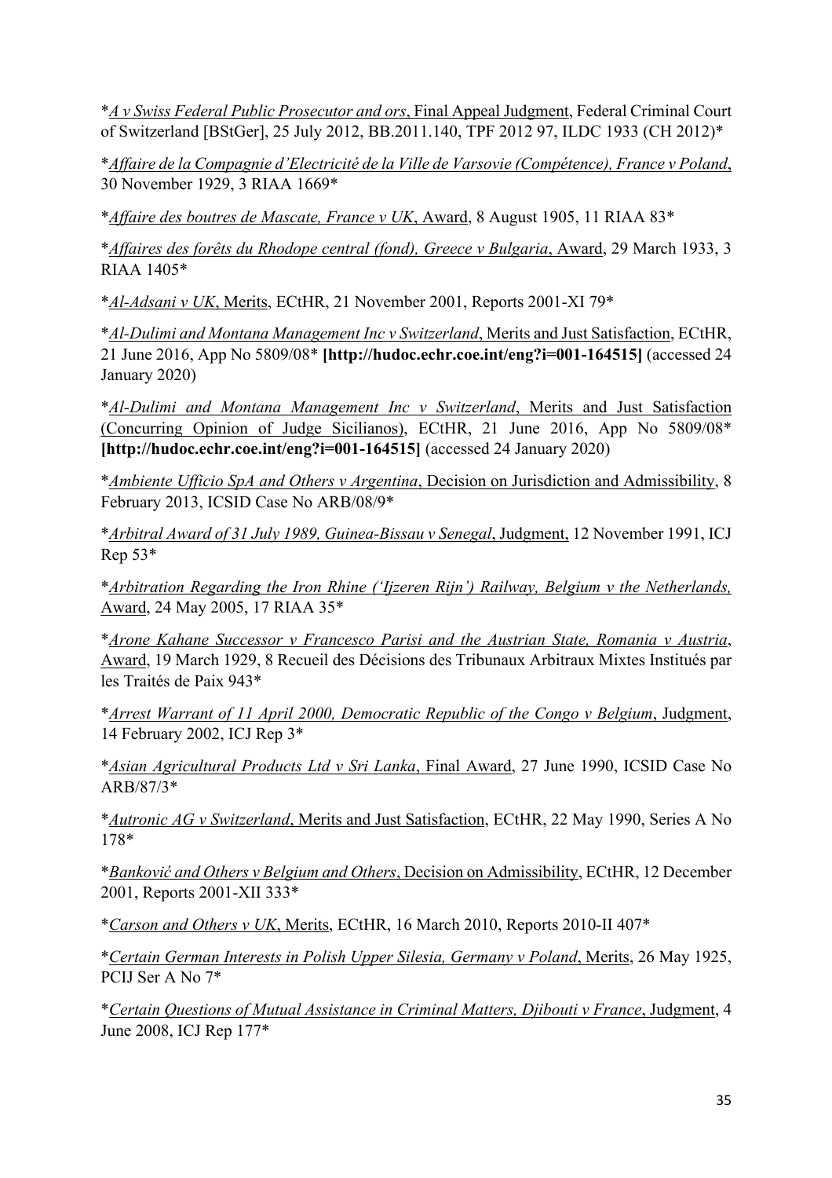*<u>*A v Swiss Federal Public Prosecutor and ors*, Final Appeal Judgment</u>, Federal Criminal Court of Switzerland [BStGer], 25 July 2012, BB.2011.140, TPF 2012 97, ILDC 1933 (CH 2012)*

*<u>*Affaire de la Compagnie d'Electricité de la Ville de Varsovie (Compétence), France v Poland*</u>, 30 November 1929, 3 RIAA 1669*

*<u>*Affaire des boutres de Mascate, France v UK*, Award</u>, 8 August 1905, 11 RIAA 83*

*<u>*Affaires des forêts du Rhodope central (fond), Greece v Bulgaria*, Award</u>, 29 March 1933, 3 RIAA 1405*

*<u>*Al-Adsani v UK*, Merits</u>, ECtHR, 21 November 2001, Reports 2001-XI 79*

*<u>*Al-Dulimi and Montana Management Inc v Switzerland*, Merits and Just Satisfaction</u>, ECtHR, 21 June 2016, App No 5809/08* **[http://hudoc.echr.coe.int/eng?i=001-164515]** (accessed 24 January 2020)

*<u>*Al-Dulimi and Montana Management Inc v Switzerland*, Merits and Just Satisfaction (Concurring Opinion of Judge Sicilianos)</u>, ECtHR, 21 June 2016, App No 5809/08* **[http://hudoc.echr.coe.int/eng?i=001-164515]** (accessed 24 January 2020)

*<u>*Ambiente Ufficio SpA and Others v Argentina*, Decision on Jurisdiction and Admissibility</u>, 8 February 2013, ICSID Case No ARB/08/9*

*<u>*Arbitral Award of 31 July 1989, Guinea-Bissau v Senegal*, Judgment,</u> 12 November 1991, ICJ Rep 53*

*<u>*Arbitration Regarding the Iron Rhine ('Ijzeren Rijn') Railway, Belgium v the Netherlands,* Award</u>, 24 May 2005, 17 RIAA 35*

*<u>*Arone Kahane Successor v Francesco Parisi and the Austrian State, Romania v Austria*, Award</u>, 19 March 1929, 8 Recueil des Décisions des Tribunaux Arbitraux Mixtes Institués par les Traités de Paix 943*

*<u>*Arrest Warrant of 11 April 2000, Democratic Republic of the Congo v Belgium*, Judgment</u>, 14 February 2002, ICJ Rep 3*

*<u>*Asian Agricultural Products Ltd v Sri Lanka*, Final Award</u>, 27 June 1990, ICSID Case No ARB/87/3*

*<u>*Autronic AG v Switzerland*, Merits and Just Satisfaction</u>, ECtHR, 22 May 1990, Series A No 178*

*<u>*Banković and Others v Belgium and Others*, Decision on Admissibility</u>, ECtHR, 12 December 2001, Reports 2001-XII 333*

*<u>*Carson and Others v UK*, Merits</u>, ECtHR, 16 March 2010, Reports 2010-II 407*

*<u>*Certain German Interests in Polish Upper Silesia, Germany v Poland*, Merits</u>, 26 May 1925, PCIJ Ser A No 7*

*<u>*Certain Questions of Mutual Assistance in Criminal Matters, Djibouti v France*, Judgment</u>, 4 June 2008, ICJ Rep 177*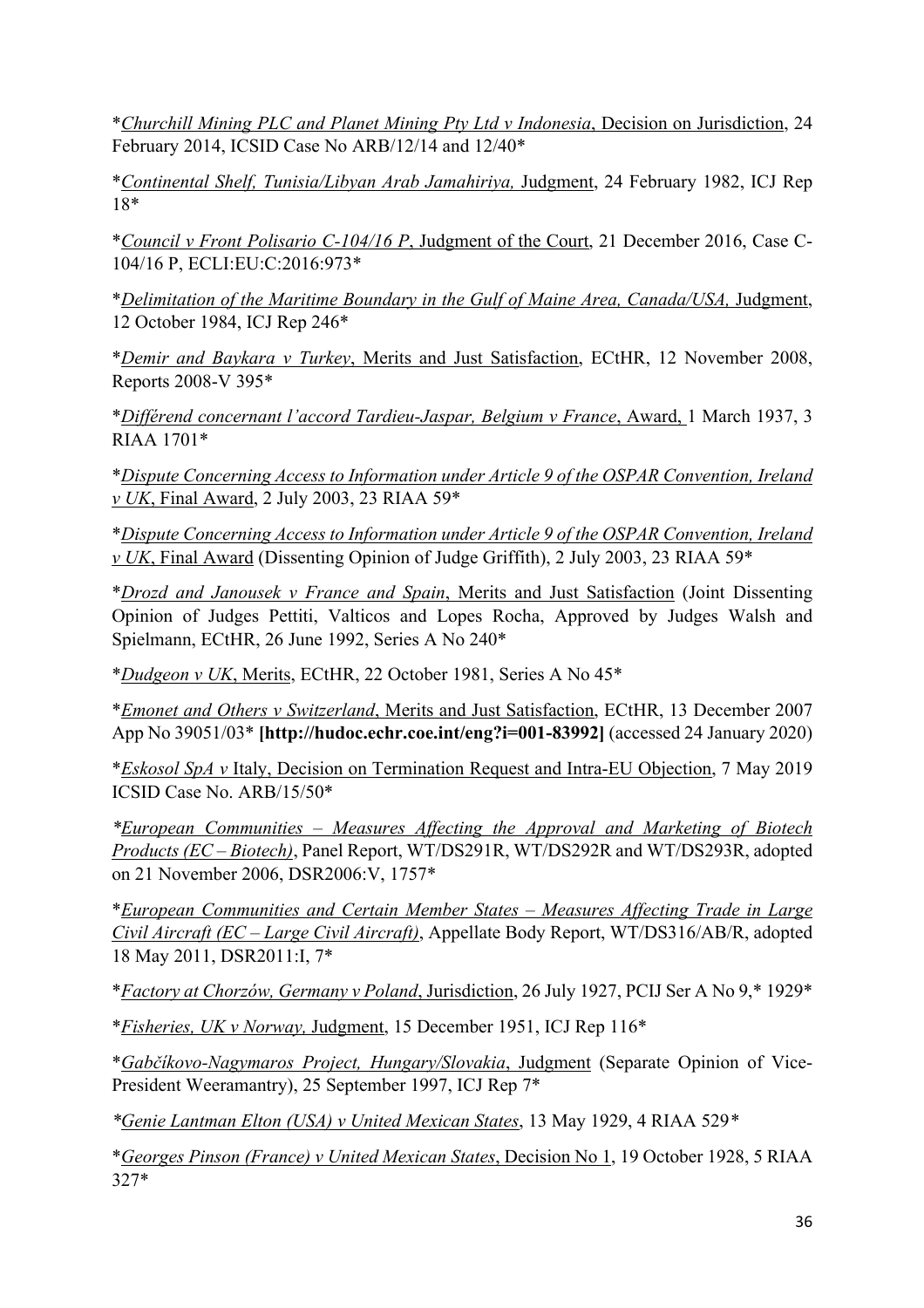*<u>*Churchill Mining PLC and Planet Mining Pty Ltd v Indonesia*, Decision on Jurisdiction</u>, 24 February 2014, ICSID Case No ARB/12/14 and 12/40*

*<u>*Continental Shelf, Tunisia/Libyan Arab Jamahiriya,* Judgment</u>, 24 February 1982, ICJ Rep 18*

*<u>*Council v Front Polisario C-104/16 P*, Judgment of the Court</u>, 21 December 2016, Case C-104/16 P, ECLI:EU:C:2016:973*

*<u>*Delimitation of the Maritime Boundary in the Gulf of Maine Area, Canada/USA,* Judgment</u>, 12 October 1984, ICJ Rep 246*

*<u>*Demir and Baykara v Turkey*, Merits and Just Satisfaction</u>, ECtHR, 12 November 2008, Reports 2008-V 395*

*<u>*Différend concernant l'accord Tardieu-Jaspar, Belgium v France*, Award, </u>1 March 1937, 3 RIAA 1701*

*<u>*Dispute Concerning Access to Information under Article 9 of the OSPAR Convention, Ireland v UK*, Final Award</u>, 2 July 2003, 23 RIAA 59*

*<u>*Dispute Concerning Access to Information under Article 9 of the OSPAR Convention, Ireland v UK*, Final Award</u> (Dissenting Opinion of Judge Griffith), 2 July 2003, 23 RIAA 59*

*<u>*Drozd and Janousek v France and Spain*, Merits and Just Satisfaction</u> (Joint Dissenting Opinion of Judges Pettiti, Valticos and Lopes Rocha, Approved by Judges Walsh and Spielmann, ECtHR, 26 June 1992, Series A No 240*

*<u>*Dudgeon v UK*, Merits</u>, ECtHR, 22 October 1981, Series A No 45*

*<u>*Emonet and Others v Switzerland*, Merits and Just Satisfaction</u>, ECtHR, 13 December 2007 App No 39051/03* **[http://hudoc.echr.coe.int/eng?i=001-83992]** (accessed 24 January 2020)

*<u>*Eskosol SpA v* Italy, Decision on Termination Request and Intra-EU Objection</u>, 7 May 2019 ICSID Case No. ARB/15/50*

*<u>*European Communities – Measures Affecting the Approval and Marketing of Biotech Products (EC – Biotech)*</u>, Panel Report, WT/DS291R, WT/DS292R and WT/DS293R, adopted on 21 November 2006, DSR2006:V, 1757*

*<u>*European Communities and Certain Member States – Measures Affecting Trade in Large Civil Aircraft (EC – Large Civil Aircraft)*</u>, Appellate Body Report, WT/DS316/AB/R, adopted 18 May 2011, DSR2011:I, 7*

*<u>*Factory at Chorzów, Germany v Poland*, Jurisdiction</u>, 26 July 1927, PCIJ Ser A No 9,* 1929*

*<u>*Fisheries, UK v Norway,* Judgment</u>, 15 December 1951, ICJ Rep 116*

*<u>*Gabčíkovo-Nagymaros Project, Hungary/Slovakia*, Judgment</u> (Separate Opinion of Vice-President Weeramantry), 25 September 1997, ICJ Rep 7*

*<u>*Genie Lantman Elton (USA) v United Mexican States*</u>, 13 May 1929, 4 RIAA 529*

*<u>*Georges Pinson (France) v United Mexican States*, Decision No 1</u>, 19 October 1928, 5 RIAA 327*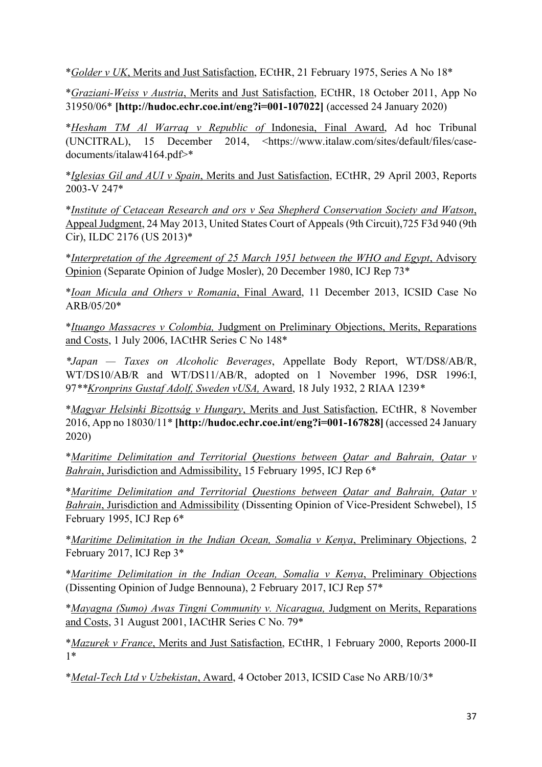*Golder v UK, Merits and Just Satisfaction, ECtHR, 21 February 1975, Series A No 18*

*Graziani-Weiss v Austria, Merits and Just Satisfaction, ECtHR, 18 October 2011, App No 31950/06* **[http://hudoc.echr.coe.int/eng?i=001-107022]** (accessed 24 January 2020)

*Hesham TM Al Warraq v Republic of Indonesia, Final Award, Ad hoc Tribunal (UNCITRAL), 15 December 2014, <https://www.italaw.com/sites/default/files/case-documents/italaw4164.pdf>*

*Iglesias Gil and AUI v Spain, Merits and Just Satisfaction, ECtHR, 29 April 2003, Reports 2003-V 247*

*Institute of Cetacean Research and ors v Sea Shepherd Conservation Society and Watson, Appeal Judgment, 24 May 2013, United States Court of Appeals (9th Circuit),725 F3d 940 (9th Cir), ILDC 2176 (US 2013)*

*Interpretation of the Agreement of 25 March 1951 between the WHO and Egypt, Advisory Opinion (Separate Opinion of Judge Mosler), 20 December 1980, ICJ Rep 73*

*Ioan Micula and Others v Romania, Final Award, 11 December 2013, ICSID Case No ARB/05/20*

*Ituango Massacres v Colombia, Judgment on Preliminary Objections, Merits, Reparations and Costs, 1 July 2006, IACtHR Series C No 148*

*Japan — Taxes on Alcoholic Beverages, Appellate Body Report, WT/DS8/AB/R, WT/DS10/AB/R and WT/DS11/AB/R, adopted on 1 November 1996, DSR 1996:I, 97**Kronprins Gustaf Adolf, Sweden vUSA, Award, 18 July 1932, 2 RIAA 1239*

*Magyar Helsinki Bizottság v Hungary, Merits and Just Satisfaction, ECtHR, 8 November 2016, App no 18030/11* **[http://hudoc.echr.coe.int/eng?i=001-167828]** (accessed 24 January 2020)

*Maritime Delimitation and Territorial Questions between Qatar and Bahrain, Qatar v Bahrain, Jurisdiction and Admissibility, 15 February 1995, ICJ Rep 6*

*Maritime Delimitation and Territorial Questions between Qatar and Bahrain, Qatar v Bahrain, Jurisdiction and Admissibility (Dissenting Opinion of Vice-President Schwebel), 15 February 1995, ICJ Rep 6*

*Maritime Delimitation in the Indian Ocean, Somalia v Kenya, Preliminary Objections, 2 February 2017, ICJ Rep 3*

*Maritime Delimitation in the Indian Ocean, Somalia v Kenya, Preliminary Objections (Dissenting Opinion of Judge Bennouna), 2 February 2017, ICJ Rep 57*

*Mayagna (Sumo) Awas Tingni Community v. Nicaragua, Judgment on Merits, Reparations and Costs, 31 August 2001, IACtHR Series C No. 79*

*Mazurek v France, Merits and Just Satisfaction, ECtHR, 1 February 2000, Reports 2000-II 1*

*Metal-Tech Ltd v Uzbekistan, Award, 4 October 2013, ICSID Case No ARB/10/3*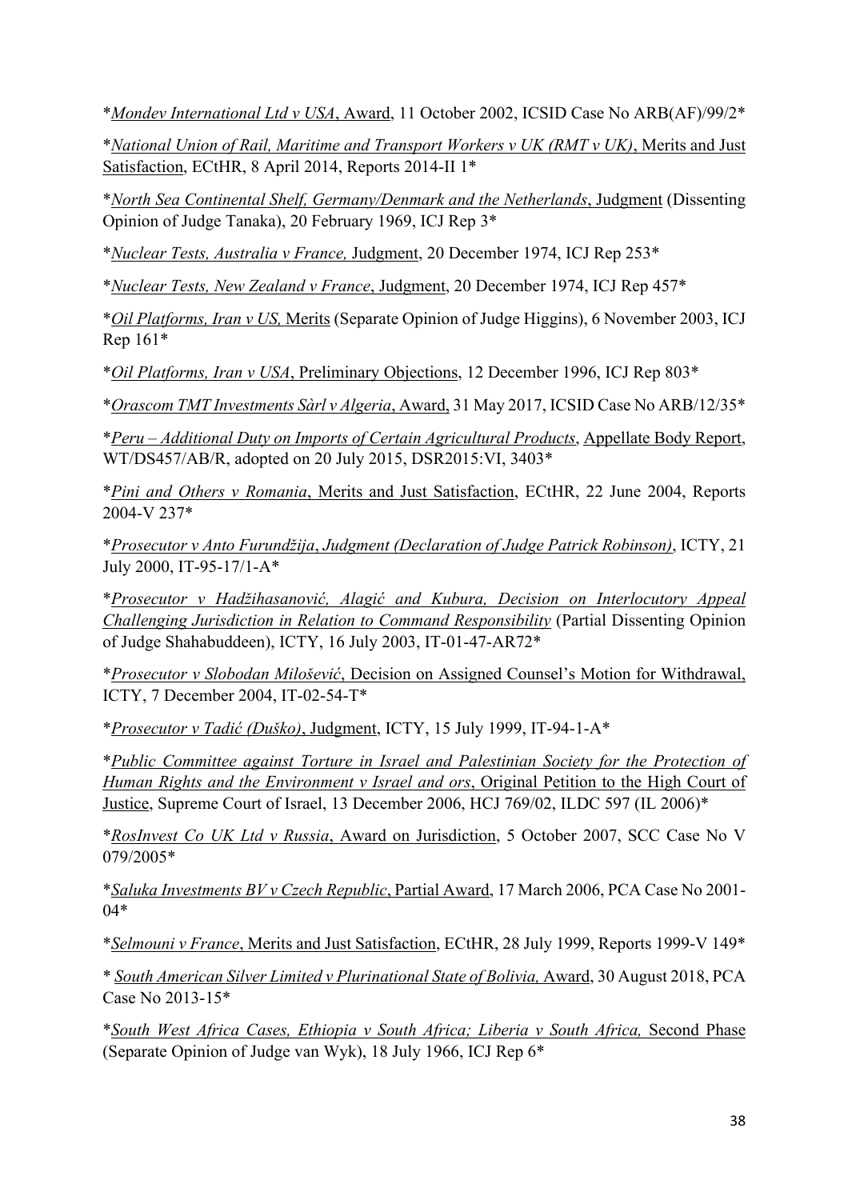\**Mondev International Ltd v USA*, Award, 11 October 2002, ICSID Case No ARB(AF)/99/2*

\**National Union of Rail, Maritime and Transport Workers v UK (RMT v UK)*, Merits and Just Satisfaction, ECtHR, 8 April 2014, Reports 2014-II 1*

\**North Sea Continental Shelf, Germany/Denmark and the Netherlands*, Judgment (Dissenting Opinion of Judge Tanaka), 20 February 1969, ICJ Rep 3*

\**Nuclear Tests, Australia v France,* Judgment, 20 December 1974, ICJ Rep 253*

\**Nuclear Tests, New Zealand v France*, Judgment, 20 December 1974, ICJ Rep 457*

\**Oil Platforms, Iran v US,* Merits (Separate Opinion of Judge Higgins), 6 November 2003, ICJ Rep 161*

\**Oil Platforms, Iran v USA*, Preliminary Objections, 12 December 1996, ICJ Rep 803*

\**Orascom TMT Investments Sàrl v Algeria*, Award, 31 May 2017, ICSID Case No ARB/12/35*

\**Peru – Additional Duty on Imports of Certain Agricultural Products*, Appellate Body Report, WT/DS457/AB/R, adopted on 20 July 2015, DSR2015:VI, 3403*

\**Pini and Others v Romania*, Merits and Just Satisfaction, ECtHR, 22 June 2004, Reports 2004-V 237*

\**Prosecutor v Anto Furundžija*, *Judgment (Declaration of Judge Patrick Robinson)*, ICTY, 21 July 2000, IT-95-17/1-A*

\**Prosecutor v Hadžihasanović, Alagić and Kubura, Decision on Interlocutory Appeal Challenging Jurisdiction in Relation to Command Responsibility* (Partial Dissenting Opinion of Judge Shahabuddeen), ICTY, 16 July 2003, IT-01-47-AR72*

\**Prosecutor v Slobodan Milošević*, Decision on Assigned Counsel's Motion for Withdrawal, ICTY, 7 December 2004, IT-02-54-T*

\**Prosecutor v Tadić (Duško)*, Judgment, ICTY, 15 July 1999, IT-94-1-A*

\**Public Committee against Torture in Israel and Palestinian Society for the Protection of Human Rights and the Environment v Israel and ors*, Original Petition to the High Court of Justice, Supreme Court of Israel, 13 December 2006, HCJ 769/02, ILDC 597 (IL 2006)*

\**RosInvest Co UK Ltd v Russia*, Award on Jurisdiction, 5 October 2007, SCC Case No V 079/2005*

\**Saluka Investments BV v Czech Republic*, Partial Award, 17 March 2006, PCA Case No 2001-04*

\**Selmouni v France*, Merits and Just Satisfaction, ECtHR, 28 July 1999, Reports 1999-V 149*

\* *South American Silver Limited v Plurinational State of Bolivia,* Award, 30 August 2018, PCA Case No 2013-15*

\**South West Africa Cases, Ethiopia v South Africa; Liberia v South Africa,* Second Phase (Separate Opinion of Judge van Wyk), 18 July 1966, ICJ Rep 6*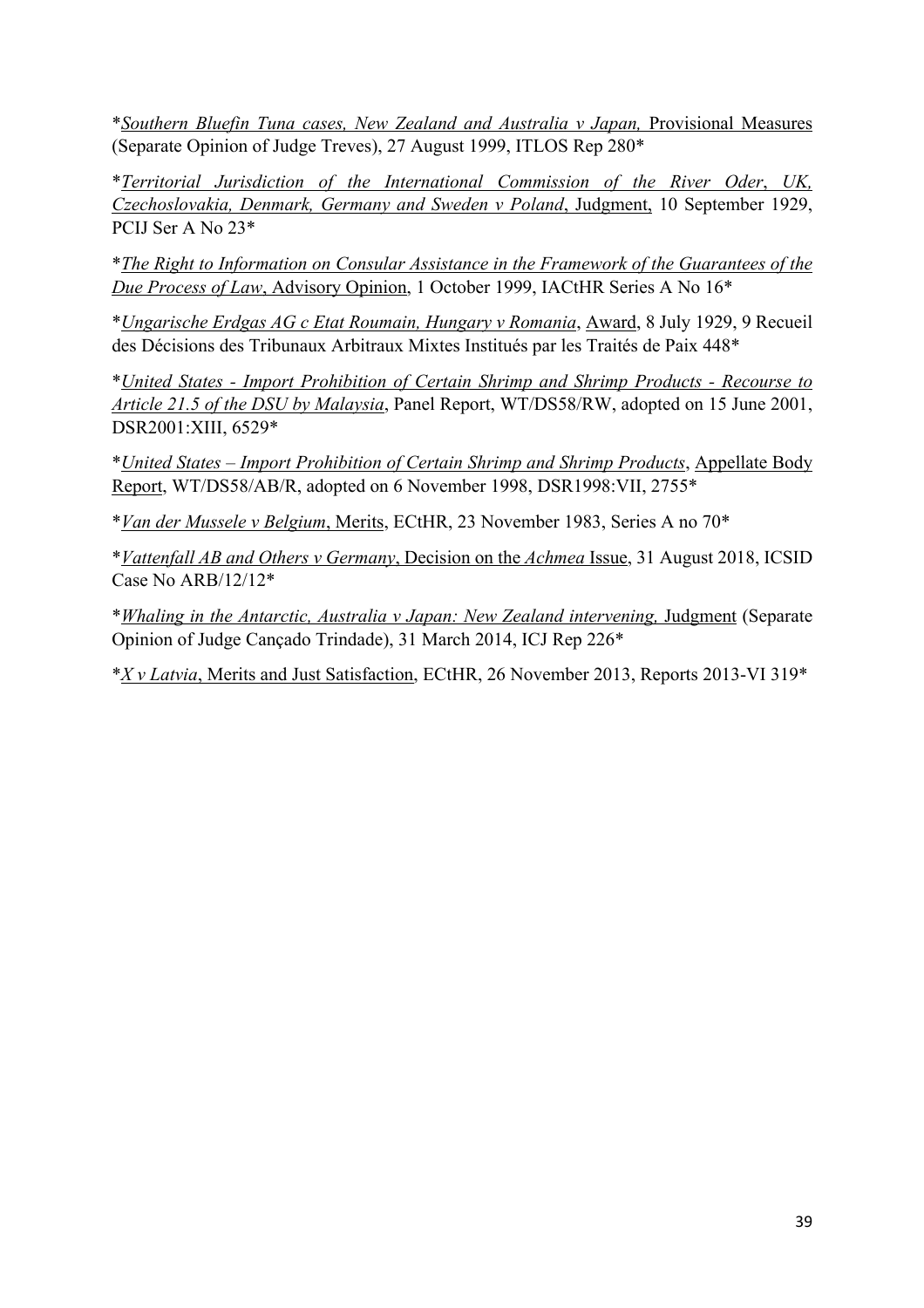*_Southern Bluefin Tuna cases, New Zealand and Australia v Japan,_ Provisional Measures (Separate Opinion of Judge Treves), 27 August 1999, ITLOS Rep 280*

*_Territorial Jurisdiction of the International Commission of the River Oder_, _UK, Czechoslovakia, Denmark, Germany and Sweden v Poland_, Judgment, 10 September 1929, PCIJ Ser A No 23*

*_The Right to Information on Consular Assistance in the Framework of the Guarantees of the Due Process of Law_, Advisory Opinion, 1 October 1999, IACtHR Series A No 16*

*_Ungarische Erdgas AG c Etat Roumain, Hungary v Romania_, Award, 8 July 1929, 9 Recueil des Décisions des Tribunaux Arbitraux Mixtes Institués par les Traités de Paix 448*

*_United States - Import Prohibition of Certain Shrimp and Shrimp Products - Recourse to Article 21.5 of the DSU by Malaysia_, Panel Report, WT/DS58/RW, adopted on 15 June 2001, DSR2001:XIII, 6529*

*_United States – Import Prohibition of Certain Shrimp and Shrimp Products_, Appellate Body Report, WT/DS58/AB/R, adopted on 6 November 1998, DSR1998:VII, 2755*

*_Van der Mussele v Belgium_, Merits, ECtHR, 23 November 1983, Series A no 70*

*_Vattenfall AB and Others v Germany_, Decision on the _Achmea_ Issue, 31 August 2018, ICSID Case No ARB/12/12*

*_Whaling in the Antarctic, Australia v Japan: New Zealand intervening,_ Judgment (Separate Opinion of Judge Cançado Trindade), 31 March 2014, ICJ Rep 226*

*_X v Latvia_, Merits and Just Satisfaction, ECtHR, 26 November 2013, Reports 2013-VI 319*